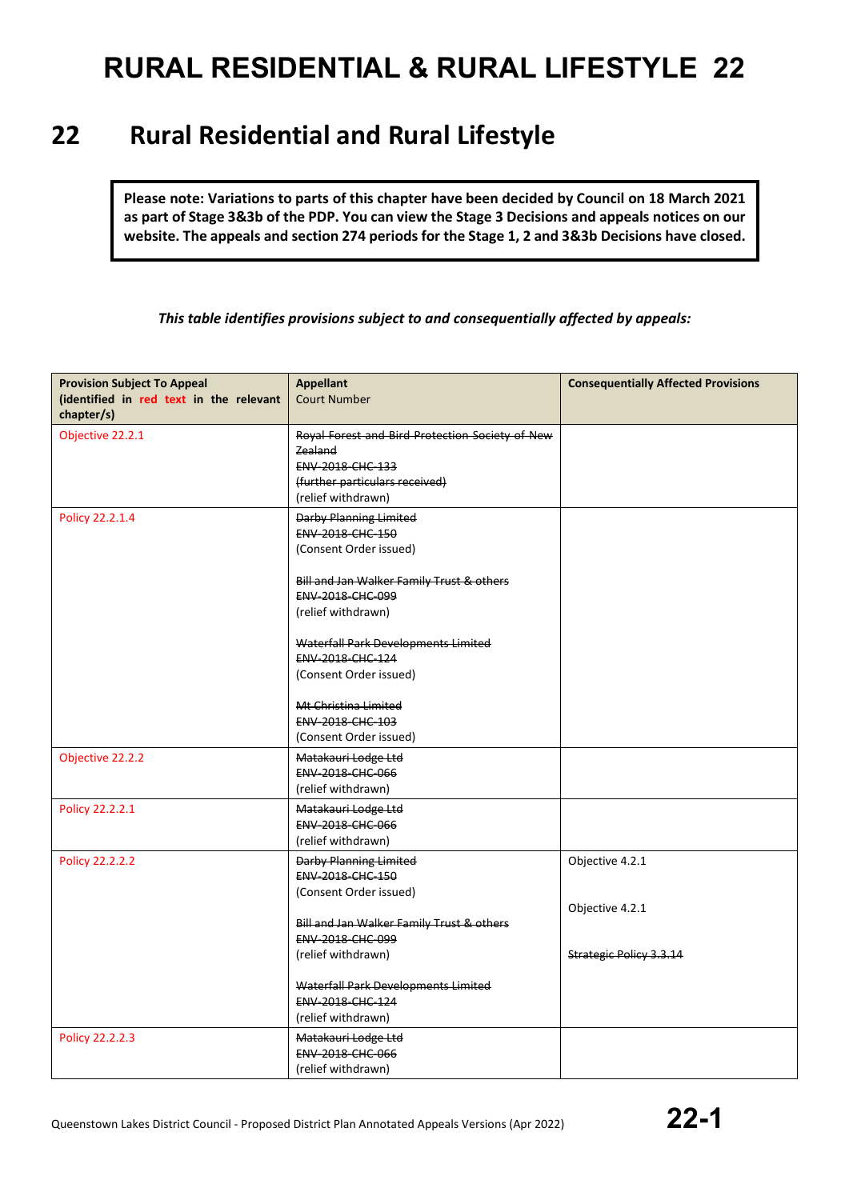# RURAL RESIDENTIAL & RURAL LIFESTYLE 22

## 22 Rural Residential and Rural Lifestyle

**Please note: Variations to parts of this chapter have been decided by Council on 18 March 2021 as part of Stage 3&3b of the PDP. You can view the Stage 3 Decisions and appeals notices on our website. The appeals and section 274 periods for the Stage 1, 2 and 3&3b Decisions have closed.**

***This table identifies provisions subject to and consequentially affected by appeals:***

| **Provision Subject To Appeal (identified in red text in the relevant chapter/s)** | **Appellant** Court Number | **Consequentially Affected Provisions** |
|---|---|---|
| Objective 22.2.1 | ~~Royal Forest and Bird Protection Society of New Zealand~~<br>~~ENV-2018-CHC-133~~<br>~~(further particulars received)~~<br>(relief withdrawn) | |
| Policy 22.2.1.4 | ~~Darby Planning Limited~~<br>~~ENV-2018-CHC-150~~<br>(Consent Order issued)<br><br>~~Bill and Jan Walker Family Trust & others~~<br>~~ENV-2018-CHC-099~~<br>(relief withdrawn)<br><br>~~Waterfall Park Developments Limited~~<br>~~ENV-2018-CHC-124~~<br>(Consent Order issued)<br><br>~~Mt Christina Limited~~<br>~~ENV-2018-CHC-103~~<br>(Consent Order issued) | |
| Objective 22.2.2 | ~~Matakauri Lodge Ltd~~<br>~~ENV-2018-CHC-066~~<br>(relief withdrawn) | |
| Policy 22.2.2.1 | ~~Matakauri Lodge Ltd~~<br>~~ENV-2018-CHC-066~~<br>(relief withdrawn) | |
| Policy 22.2.2.2 | ~~Darby Planning Limited~~<br>~~ENV-2018-CHC-150~~<br>(Consent Order issued)<br><br>~~Bill and Jan Walker Family Trust & others~~<br>~~ENV-2018-CHC-099~~<br>(relief withdrawn)<br><br>~~Waterfall Park Developments Limited~~<br>~~ENV-2018-CHC-124~~<br>(relief withdrawn) | Objective 4.2.1<br><br>Objective 4.2.1<br><br>~~Strategic Policy 3.3.14~~ |
| Policy 22.2.2.3 | ~~Matakauri Lodge Ltd~~<br>~~ENV-2018-CHC-066~~<br>(relief withdrawn) | |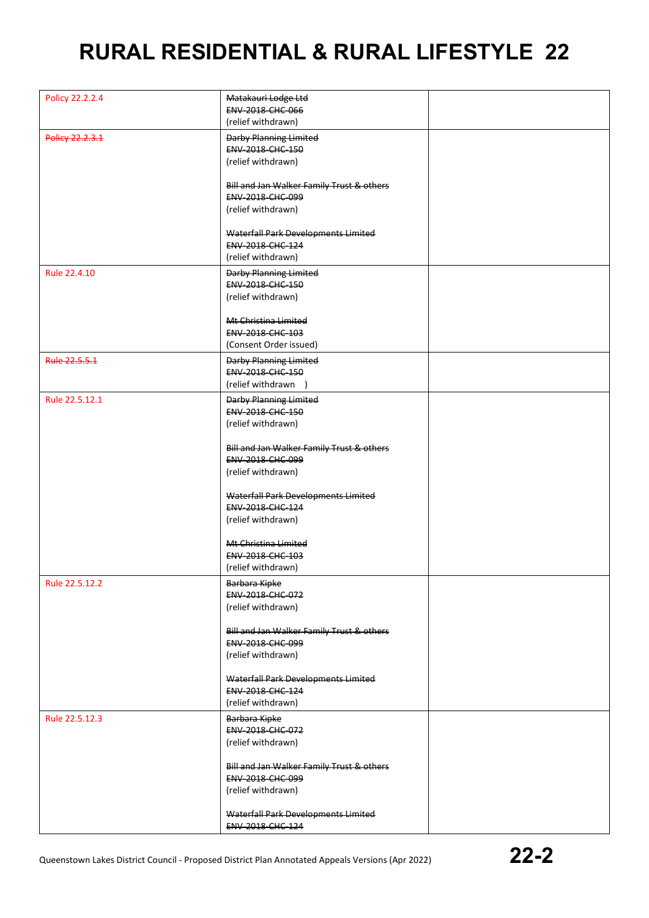# RURAL RESIDENTIAL & RURAL LIFESTYLE 22

| Policy 22.2.2.4 | ~~Matakauri Lodge Ltd~~<br>~~ENV-2018-CHC-066~~<br>(relief withdrawn) | |
|---|---|---|
| ~~Policy 22.2.3.1~~ | ~~Darby Planning Limited~~<br>~~ENV-2018-CHC-150~~<br>(relief withdrawn)<br><br>~~Bill and Jan Walker Family Trust & others~~<br>~~ENV-2018-CHC-099~~<br>(relief withdrawn)<br><br>~~Waterfall Park Developments Limited~~<br>~~ENV-2018-CHC-124~~<br>(relief withdrawn) | |
| Rule 22.4.10 | ~~Darby Planning Limited~~<br>~~ENV-2018-CHC-150~~<br>(relief withdrawn)<br><br>~~Mt Christina Limited~~<br>~~ENV-2018-CHC-103~~<br>(Consent Order issued) | |
| ~~Rule 22.5.5.1~~ | ~~Darby Planning Limited~~<br>~~ENV-2018-CHC-150~~<br>(relief withdrawn ) | |
| Rule 22.5.12.1 | ~~Darby Planning Limited~~<br>~~ENV-2018-CHC-150~~<br>(relief withdrawn)<br><br>~~Bill and Jan Walker Family Trust & others~~<br>~~ENV-2018-CHC-099~~<br>(relief withdrawn)<br><br>~~Waterfall Park Developments Limited~~<br>~~ENV-2018-CHC-124~~<br>(relief withdrawn)<br><br>~~Mt Christina Limited~~<br>~~ENV-2018-CHC-103~~<br>(relief withdrawn) | |
| Rule 22.5.12.2 | ~~Barbara Kipke~~<br>~~ENV-2018-CHC-072~~<br>(relief withdrawn)<br><br>~~Bill and Jan Walker Family Trust & others~~<br>~~ENV-2018-CHC-099~~<br>(relief withdrawn)<br><br>~~Waterfall Park Developments Limited~~<br>~~ENV-2018-CHC-124~~<br>(relief withdrawn) | |
| Rule 22.5.12.3 | ~~Barbara Kipke~~<br>~~ENV-2018-CHC-072~~<br>(relief withdrawn)<br><br>~~Bill and Jan Walker Family Trust & others~~<br>~~ENV-2018-CHC-099~~<br>(relief withdrawn)<br><br>~~Waterfall Park Developments Limited~~<br>~~ENV-2018-CHC-124~~ | |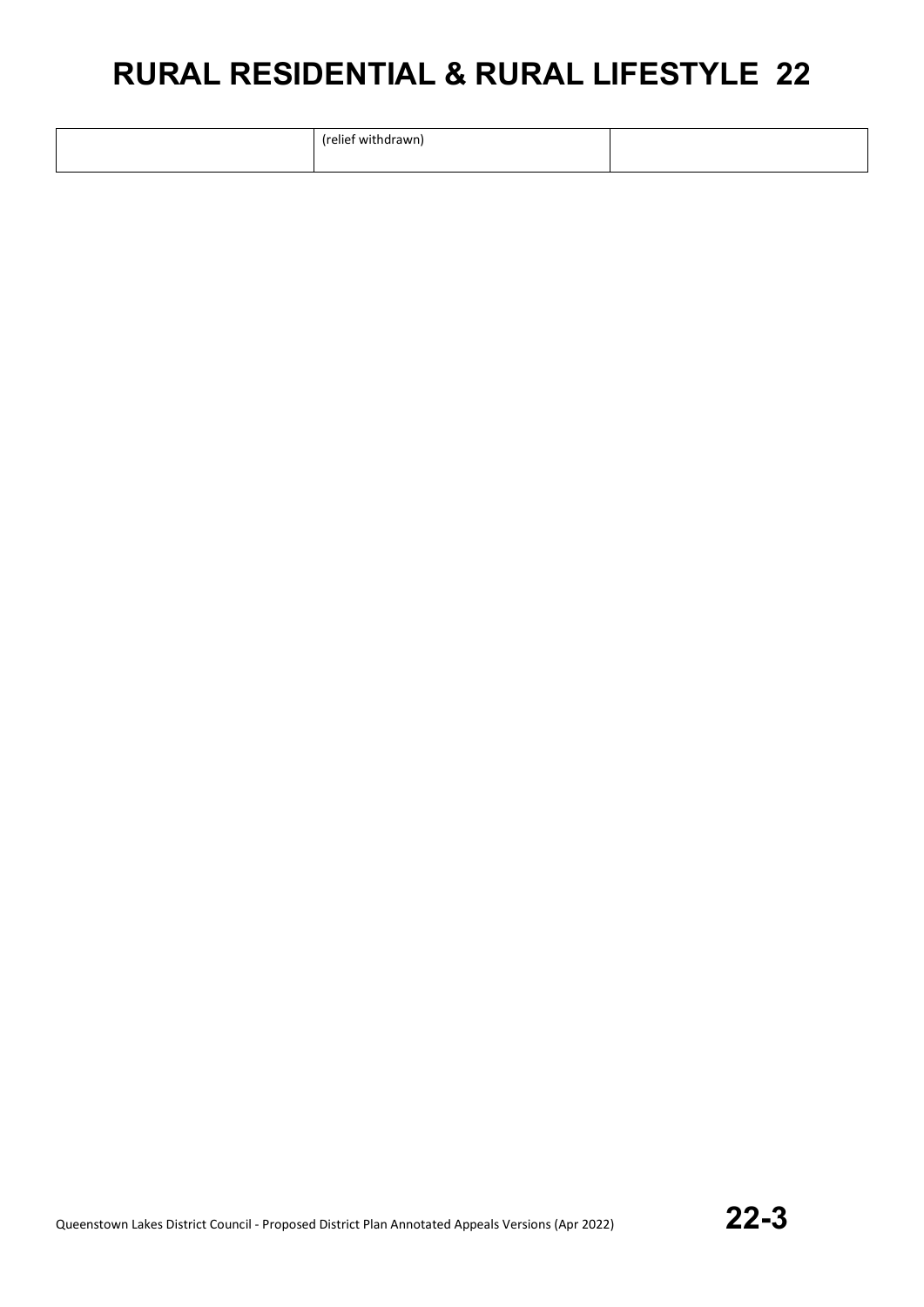| | (relief withdrawn) | |
|---|---|---|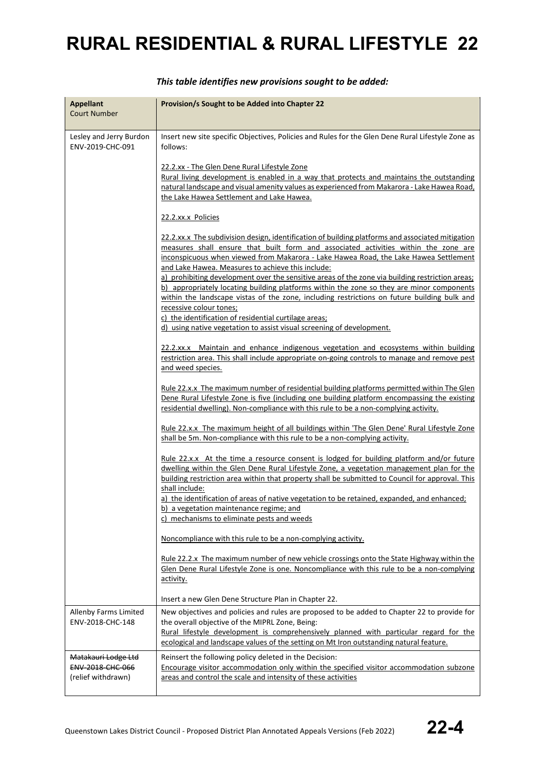# RURAL RESIDENTIAL & RURAL LIFESTYLE 22

*This table identifies new provisions sought to be added:*

| **Appellant** Court Number | **Provision/s Sought to be Added into Chapter 22** |
|---|---|
| Lesley and Jerry Burdon ENV-2019-CHC-091 | Insert new site specific Objectives, Policies and Rules for the Glen Dene Rural Lifestyle Zone as follows:<br><br><u>22.2.xx - The Glen Dene Rural Lifestyle Zone</u><br><u>Rural living development is enabled in a way that protects and maintains the outstanding natural landscape and visual amenity values as experienced from Makarora - Lake Hawea Road, the Lake Hawea Settlement and Lake Hawea.</u><br><br><u>22.2.xx.x Policies</u><br><br><u>22.2.xx.x The subdivision design, identification of building platforms and associated mitigation measures shall ensure that built form and associated activities within the zone are inconspicuous when viewed from Makarora - Lake Hawea Road, the Lake Hawea Settlement and Lake Hawea. Measures to achieve this include:</u><br><u>a) prohibiting development over the sensitive areas of the zone via building restriction areas;</u><br><u>b) appropriately locating building platforms within the zone so they are minor components within the landscape vistas of the zone, including restrictions on future building bulk and recessive colour tones;</u><br><u>c) the identification of residential curtilage areas;</u><br><u>d) using native vegetation to assist visual screening of development.</u><br><br><u>22.2.xx.x Maintain and enhance indigenous vegetation and ecosystems within building restriction area. This shall include appropriate on-going controls to manage and remove pest and weed species.</u><br><br><u>Rule 22.x.x The maximum number of residential building platforms permitted within The Glen Dene Rural Lifestyle Zone is five (including one building platform encompassing the existing residential dwelling). Non-compliance with this rule to be a non-complying activity.</u><br><br><u>Rule 22.x.x The maximum height of all buildings within 'The Glen Dene' Rural Lifestyle Zone shall be 5m. Non-compliance with this rule to be a non-complying activity.</u><br><br><u>Rule 22.x.x At the time a resource consent is lodged for building platform and/or future dwelling within the Glen Dene Rural Lifestyle Zone, a vegetation management plan for the building restriction area within that property shall be submitted to Council for approval. This shall include:</u><br><u>a) the identification of areas of native vegetation to be retained, expanded, and enhanced;</u><br><u>b) a vegetation maintenance regime; and</u><br><u>c) mechanisms to eliminate pests and weeds</u><br><br><u>Noncompliance with this rule to be a non-complying activity.</u><br><br><u>Rule 22.2.x The maximum number of new vehicle crossings onto the State Highway within the Glen Dene Rural Lifestyle Zone is one. Noncompliance with this rule to be a non-complying activity.</u><br><br>Insert a new Glen Dene Structure Plan in Chapter 22. |
| Allenby Farms Limited ENV-2018-CHC-148 | New objectives and policies and rules are proposed to be added to Chapter 22 to provide for the overall objective of the MIPRL Zone, Being:<br><u>Rural lifestyle development is comprehensively planned with particular regard for the ecological and landscape values of the setting on Mt Iron outstanding natural feature.</u> |
| ~~Matakauri Lodge Ltd~~ ~~ENV-2018-CHC-066~~ (relief withdrawn) | Reinsert the following policy deleted in the Decision:<br><u>Encourage visitor accommodation only within the specified visitor accommodation subzone areas and control the scale and intensity of these activities</u> |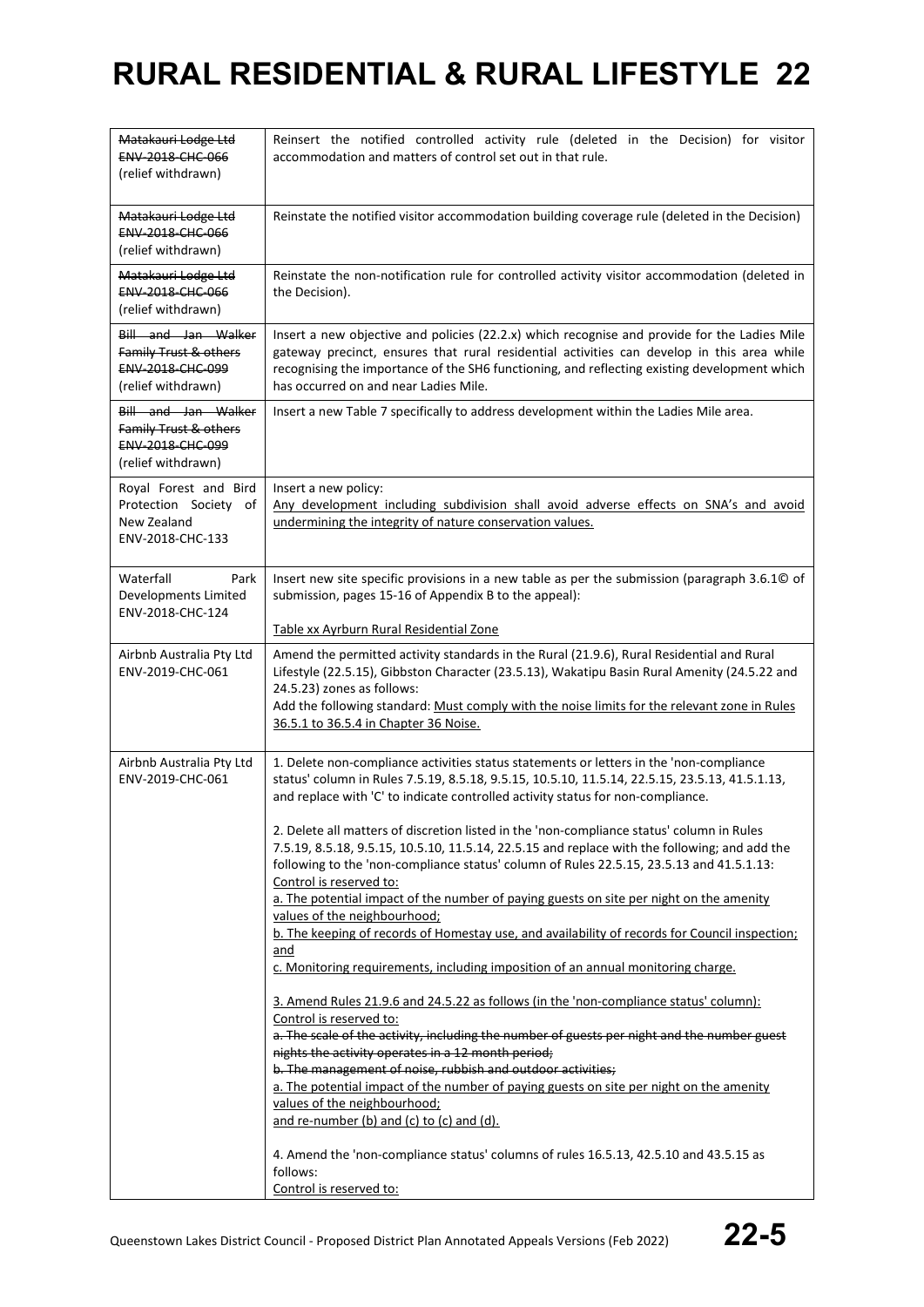# RURAL RESIDENTIAL & RURAL LIFESTYLE 22

| | |
|---|---|
| ~~Matakauri Lodge Ltd ENV-2018-CHC-066~~ (relief withdrawn) | Reinsert the notified controlled activity rule (deleted in the Decision) for visitor accommodation and matters of control set out in that rule. |
| ~~Matakauri Lodge Ltd ENV-2018-CHC-066~~ (relief withdrawn) | Reinstate the notified visitor accommodation building coverage rule (deleted in the Decision) |
| ~~Matakauri Lodge Ltd ENV-2018-CHC-066~~ (relief withdrawn) | Reinstate the non-notification rule for controlled activity visitor accommodation (deleted in the Decision). |
| ~~Bill and Jan Walker Family Trust & others ENV-2018-CHC-099~~ (relief withdrawn) | Insert a new objective and policies (22.2.x) which recognise and provide for the Ladies Mile gateway precinct, ensures that rural residential activities can develop in this area while recognising the importance of the SH6 functioning, and reflecting existing development which has occurred on and near Ladies Mile. |
| ~~Bill and Jan Walker Family Trust & others ENV-2018-CHC-099~~ (relief withdrawn) | Insert a new Table 7 specifically to address development within the Ladies Mile area. |
| Royal Forest and Bird Protection Society of New Zealand ENV-2018-CHC-133 | Insert a new policy:<br><ins>Any development including subdivision shall avoid adverse effects on SNA's and avoid undermining the integrity of nature conservation values.</ins> |
| Waterfall Park Developments Limited ENV-2018-CHC-124 | Insert new site specific provisions in a new table as per the submission (paragraph 3.6.1© of submission, pages 15-16 of Appendix B to the appeal):<br><br><ins>Table xx Ayrburn Rural Residential Zone</ins> |
| Airbnb Australia Pty Ltd ENV-2019-CHC-061 | Amend the permitted activity standards in the Rural (21.9.6), Rural Residential and Rural Lifestyle (22.5.15), Gibbston Character (23.5.13), Wakatipu Basin Rural Amenity (24.5.22 and 24.5.23) zones as follows:<br>Add the following standard: <ins>Must comply with the noise limits for the relevant zone in Rules 36.5.1 to 36.5.4 in Chapter 36 Noise.</ins> |
| Airbnb Australia Pty Ltd ENV-2019-CHC-061 | 1. Delete non-compliance activities status statements or letters in the 'non-compliance status' column in Rules 7.5.19, 8.5.18, 9.5.15, 10.5.10, 11.5.14, 22.5.15, 23.5.13, 41.5.1.13, and replace with 'C' to indicate controlled activity status for non-compliance.<br><br>2. Delete all matters of discretion listed in the 'non-compliance status' column in Rules 7.5.19, 8.5.18, 9.5.15, 10.5.10, 11.5.14, 22.5.15 and replace with the following; and add the following to the 'non-compliance status' column of Rules 22.5.15, 23.5.13 and 41.5.1.13:<br><ins>Control is reserved to:</ins><br><ins>a. The potential impact of the number of paying guests on site per night on the amenity values of the neighbourhood;</ins><br><ins>b. The keeping of records of Homestay use, and availability of records for Council inspection; and</ins><br><ins>c. Monitoring requirements, including imposition of an annual monitoring charge.</ins><br><br><ins>3. Amend Rules 21.9.6 and 24.5.22 as follows (in the 'non-compliance status' column):</ins><br><ins>Control is reserved to:</ins><br>~~a. The scale of the activity, including the number of guests per night and the number guest nights the activity operates in a 12 month period;~~<br>~~b. The management of noise, rubbish and outdoor activities;~~<br><ins>a. The potential impact of the number of paying guests on site per night on the amenity values of the neighbourhood;</ins><br><ins>and re-number (b) and (c) to (c) and (d).</ins><br><br>4. Amend the 'non-compliance status' columns of rules 16.5.13, 42.5.10 and 43.5.15 as follows:<br><ins>Control is reserved to:</ins> |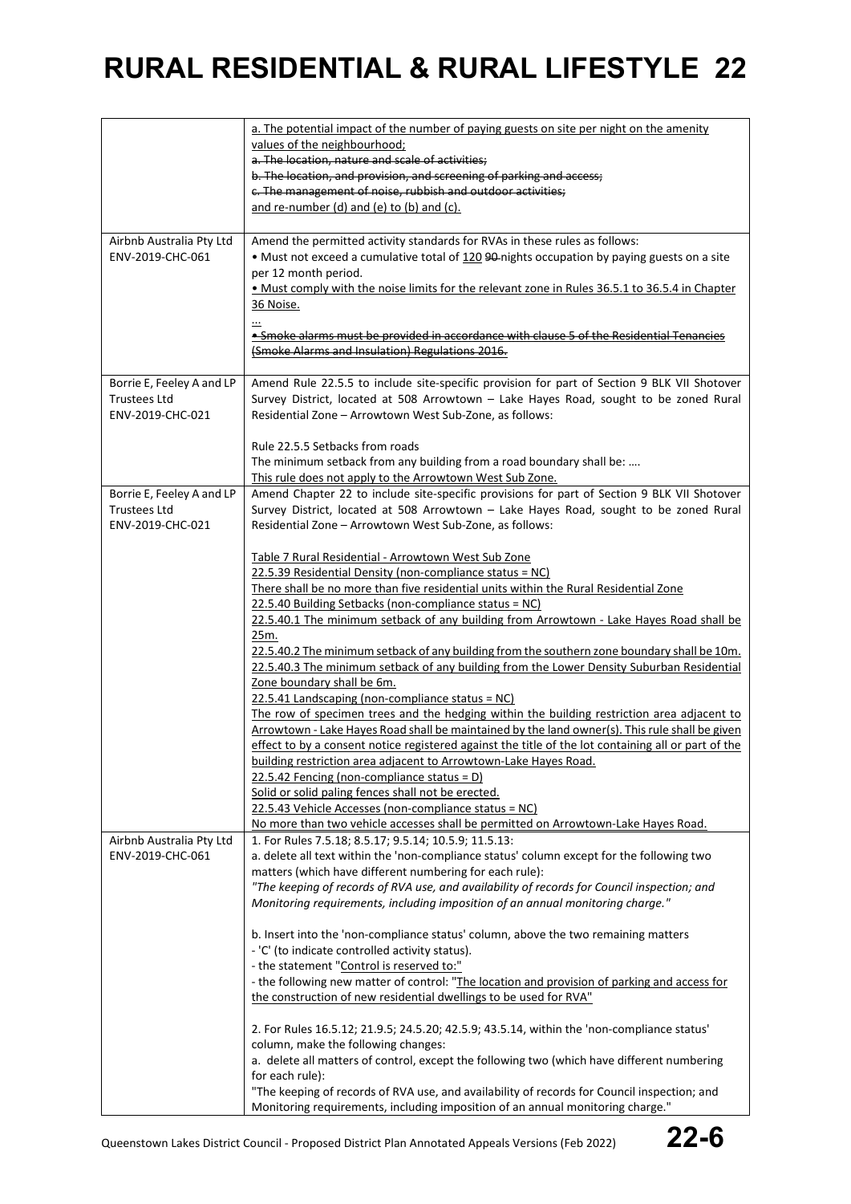| | |
|---|---|
| | a. The potential impact of the number of paying guests on site per night on the amenity values of the neighbourhood;<br>~~a. The location, nature and scale of activities;~~<br>~~b. The location, and provision, and screening of parking and access;~~<br>~~c. The management of noise, rubbish and outdoor activities;~~<br>and re-number (d) and (e) to (b) and (c). |
| Airbnb Australia Pty Ltd ENV-2019-CHC-061 | Amend the permitted activity standards for RVAs in these rules as follows:<br>• Must not exceed a cumulative total of 120 ~~90~~ nights occupation by paying guests on a site per 12 month period.<br>• Must comply with the noise limits for the relevant zone in Rules 36.5.1 to 36.5.4 in Chapter 36 Noise.<br>...<br>~~• Smoke alarms must be provided in accordance with clause 5 of the Residential Tenancies (Smoke Alarms and Insulation) Regulations 2016.~~ |
| Borrie E, Feeley A and LP Trustees Ltd ENV-2019-CHC-021 | Amend Rule 22.5.5 to include site-specific provision for part of Section 9 BLK VII Shotover Survey District, located at 508 Arrowtown – Lake Hayes Road, sought to be zoned Rural Residential Zone – Arrowtown West Sub-Zone, as follows:<br><br>Rule 22.5.5 Setbacks from roads<br>The minimum setback from any building from a road boundary shall be: ....<br>This rule does not apply to the Arrowtown West Sub Zone. |
| Borrie E, Feeley A and LP Trustees Ltd ENV-2019-CHC-021 | Amend Chapter 22 to include site-specific provisions for part of Section 9 BLK VII Shotover Survey District, located at 508 Arrowtown – Lake Hayes Road, sought to be zoned Rural Residential Zone – Arrowtown West Sub-Zone, as follows:<br><br>Table 7 Rural Residential - Arrowtown West Sub Zone<br>22.5.39 Residential Density (non-compliance status = NC)<br>There shall be no more than five residential units within the Rural Residential Zone<br>22.5.40 Building Setbacks (non-compliance status = NC)<br>22.5.40.1 The minimum setback of any building from Arrowtown - Lake Hayes Road shall be 25m.<br>22.5.40.2 The minimum setback of any building from the southern zone boundary shall be 10m.<br>22.5.40.3 The minimum setback of any building from the Lower Density Suburban Residential Zone boundary shall be 6m.<br>22.5.41 Landscaping (non-compliance status = NC)<br>The row of specimen trees and the hedging within the building restriction area adjacent to Arrowtown - Lake Hayes Road shall be maintained by the land owner(s). This rule shall be given effect to by a consent notice registered against the title of the lot containing all or part of the building restriction area adjacent to Arrowtown-Lake Hayes Road.<br>22.5.42 Fencing (non-compliance status = D)<br>Solid or solid paling fences shall not be erected.<br>22.5.43 Vehicle Accesses (non-compliance status = NC)<br>No more than two vehicle accesses shall be permitted on Arrowtown-Lake Hayes Road. |
| Airbnb Australia Pty Ltd ENV-2019-CHC-061 | 1. For Rules 7.5.18; 8.5.17; 9.5.14; 10.5.9; 11.5.13:<br>a. delete all text within the 'non-compliance status' column except for the following two matters (which have different numbering for each rule):<br>*"The keeping of records of RVA use, and availability of records for Council inspection; and Monitoring requirements, including imposition of an annual monitoring charge."*<br><br>b. Insert into the 'non-compliance status' column, above the two remaining matters<br>- 'C' (to indicate controlled activity status).<br>- the statement "Control is reserved to:"<br>- the following new matter of control: "The location and provision of parking and access for the construction of new residential dwellings to be used for RVA"<br><br>2. For Rules 16.5.12; 21.9.5; 24.5.20; 42.5.9; 43.5.14, within the 'non-compliance status' column, make the following changes:<br>a. delete all matters of control, except the following two (which have different numbering for each rule):<br>"The keeping of records of RVA use, and availability of records for Council inspection; and Monitoring requirements, including imposition of an annual monitoring charge." |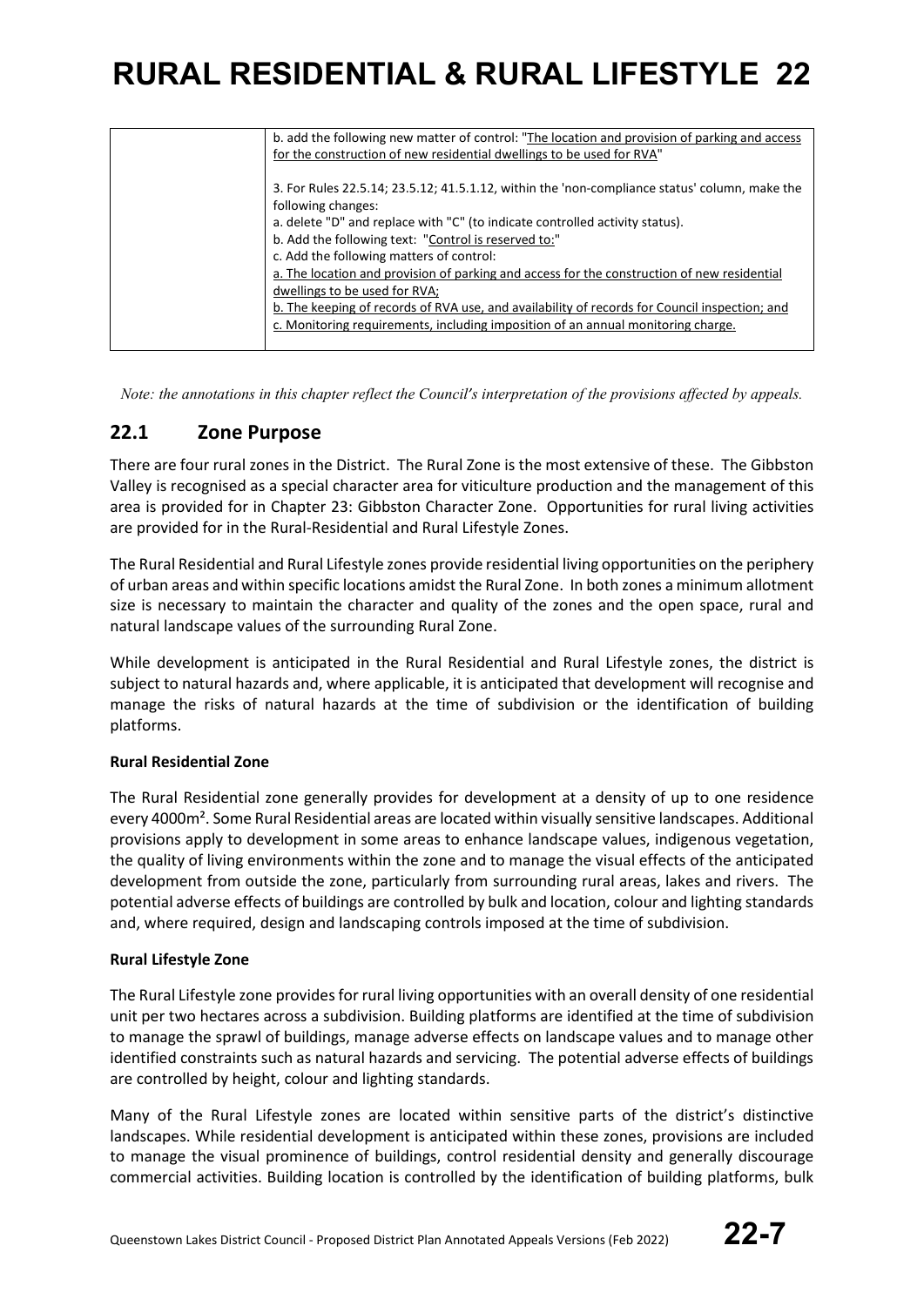| | b. add the following new matter of control: "<u>The location and provision of parking and access for the construction of new residential dwellings to be used for RVA</u>"<br><br>3. For Rules 22.5.14; 23.5.12; 41.5.1.12, within the 'non-compliance status' column, make the following changes:<br>a. delete "D" and replace with "C" (to indicate controlled activity status).<br>b. Add the following text: "<u>Control is reserved to:</u>"<br>c. Add the following matters of control:<br><u>a. The location and provision of parking and access for the construction of new residential dwellings to be used for RVA;</u><br><u>b. The keeping of records of RVA use, and availability of records for Council inspection; and</u><br><u>c. Monitoring requirements, including imposition of an annual monitoring charge.</u> |
|---|---|

*Note: the annotations in this chapter reflect the Council's interpretation of the provisions affected by appeals.*

## 22.1 Zone Purpose

There are four rural zones in the District. The Rural Zone is the most extensive of these. The Gibbston Valley is recognised as a special character area for viticulture production and the management of this area is provided for in Chapter 23: Gibbston Character Zone. Opportunities for rural living activities are provided for in the Rural-Residential and Rural Lifestyle Zones.

The Rural Residential and Rural Lifestyle zones provide residential living opportunities on the periphery of urban areas and within specific locations amidst the Rural Zone. In both zones a minimum allotment size is necessary to maintain the character and quality of the zones and the open space, rural and natural landscape values of the surrounding Rural Zone.

While development is anticipated in the Rural Residential and Rural Lifestyle zones, the district is subject to natural hazards and, where applicable, it is anticipated that development will recognise and manage the risks of natural hazards at the time of subdivision or the identification of building platforms.

**Rural Residential Zone**

The Rural Residential zone generally provides for development at a density of up to one residence every 4000m². Some Rural Residential areas are located within visually sensitive landscapes. Additional provisions apply to development in some areas to enhance landscape values, indigenous vegetation, the quality of living environments within the zone and to manage the visual effects of the anticipated development from outside the zone, particularly from surrounding rural areas, lakes and rivers. The potential adverse effects of buildings are controlled by bulk and location, colour and lighting standards and, where required, design and landscaping controls imposed at the time of subdivision.

**Rural Lifestyle Zone**

The Rural Lifestyle zone provides for rural living opportunities with an overall density of one residential unit per two hectares across a subdivision. Building platforms are identified at the time of subdivision to manage the sprawl of buildings, manage adverse effects on landscape values and to manage other identified constraints such as natural hazards and servicing. The potential adverse effects of buildings are controlled by height, colour and lighting standards.

Many of the Rural Lifestyle zones are located within sensitive parts of the district's distinctive landscapes. While residential development is anticipated within these zones, provisions are included to manage the visual prominence of buildings, control residential density and generally discourage commercial activities. Building location is controlled by the identification of building platforms, bulk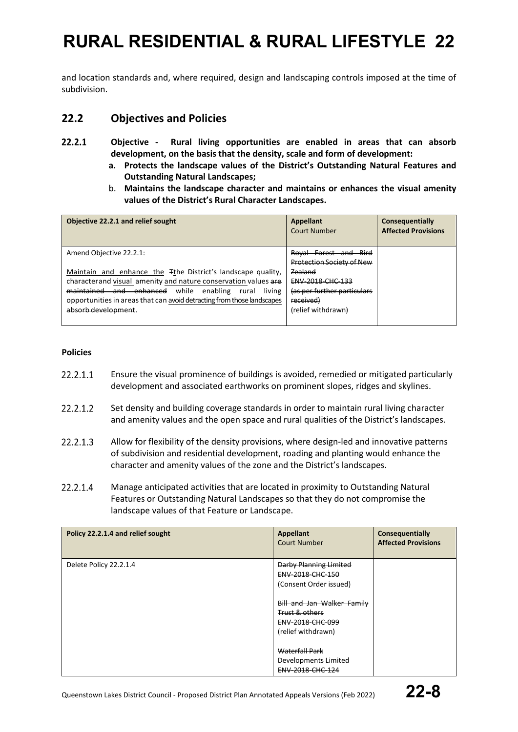and location standards and, where required, design and landscaping controls imposed at the time of subdivision.

## 22.2 Objectives and Policies

**22.2.1 Objective - Rural living opportunities are enabled in areas that can absorb development, on the basis that the density, scale and form of development:**

**a. Protects the landscape values of the District's Outstanding Natural Features and Outstanding Natural Landscapes;**

**b. Maintains the landscape character and maintains or enhances the visual amenity values of the District's Rural Character Landscapes.**

| Objective 22.2.1 and relief sought | Appellant<br>Court Number | Consequentially Affected Provisions |
|---|---|---|
| Amend Objective 22.2.1:<br><br><u>Maintain and enhance the</u> ~~T~~<u>t</u>he District's landscape quality, characterand <u>visual</u> amenity <u>and nature conservation</u> values ~~are maintained and enhanced~~ while enabling rural living opportunities in areas that can <u>avoid detracting from those landscapes</u> ~~absorb development~~. | ~~Royal Forest and Bird Protection Society of New Zealand~~<br>~~ENV-2018-CHC-133~~<br>~~(as per further particulars received)~~<br>(relief withdrawn) | |

**Policies**

22.2.1.1 Ensure the visual prominence of buildings is avoided, remedied or mitigated particularly development and associated earthworks on prominent slopes, ridges and skylines.

22.2.1.2 Set density and building coverage standards in order to maintain rural living character and amenity values and the open space and rural qualities of the District's landscapes.

22.2.1.3 Allow for flexibility of the density provisions, where design-led and innovative patterns of subdivision and residential development, roading and planting would enhance the character and amenity values of the zone and the District's landscapes.

22.2.1.4 Manage anticipated activities that are located in proximity to Outstanding Natural Features or Outstanding Natural Landscapes so that they do not compromise the landscape values of that Feature or Landscape.

| Policy 22.2.1.4 and relief sought | Appellant<br>Court Number | Consequentially Affected Provisions |
|---|---|---|
| Delete Policy 22.2.1.4 | ~~Darby Planning Limited~~<br>~~ENV-2018-CHC-150~~<br>(Consent Order issued)<br><br>~~Bill and Jan Walker Family Trust & others~~<br>~~ENV-2018-CHC-099~~<br>(relief withdrawn)<br><br>~~Waterfall Park Developments Limited~~<br>~~ENV-2018-CHC-124~~ | |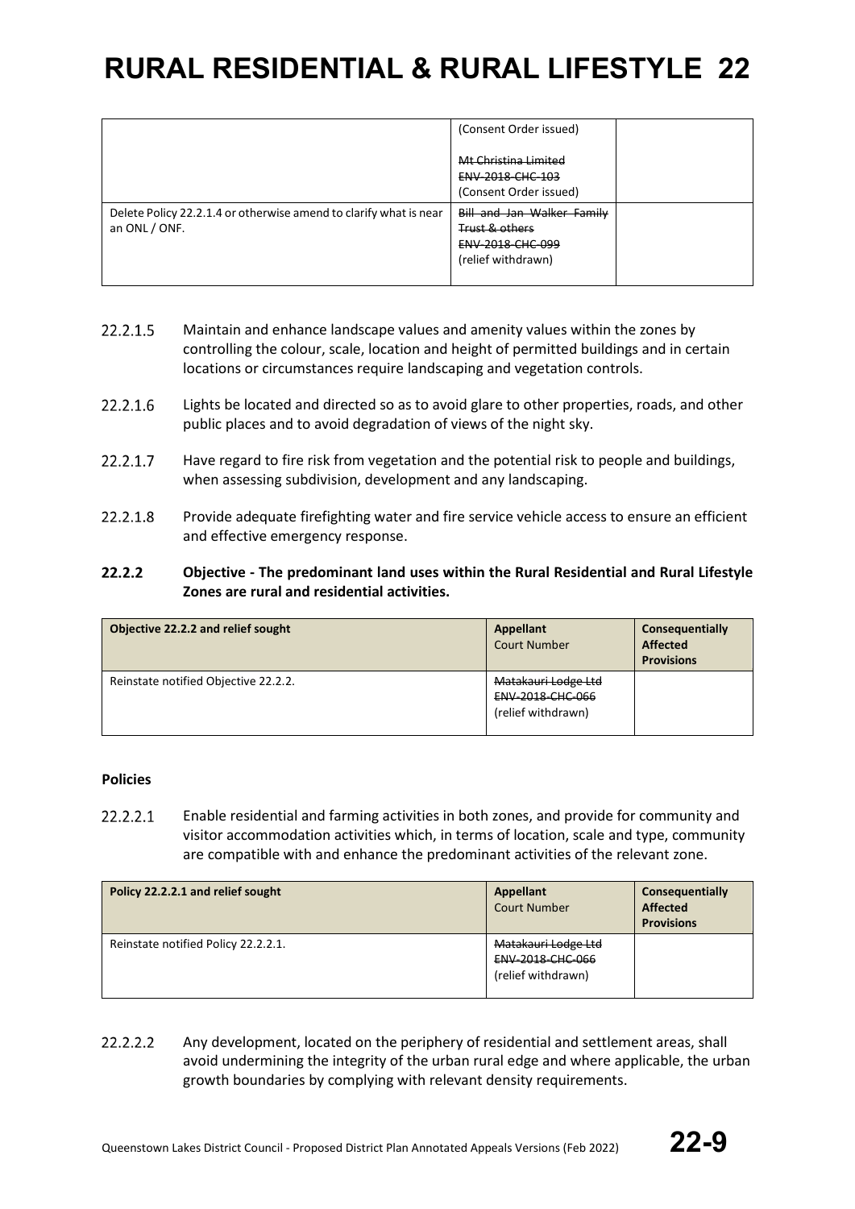| | (Consent Order issued)<br><br>~~Mt Christina Limited~~<br>~~ENV-2018-CHC-103~~<br>(Consent Order issued) | |
|---|---|---|
| Delete Policy 22.2.1.4 or otherwise amend to clarify what is near an ONL / ONF. | ~~Bill and Jan Walker Family Trust & others~~<br>~~ENV-2018-CHC-099~~<br>(relief withdrawn) | |

22.2.1.5 Maintain and enhance landscape values and amenity values within the zones by controlling the colour, scale, location and height of permitted buildings and in certain locations or circumstances require landscaping and vegetation controls.

22.2.1.6 Lights be located and directed so as to avoid glare to other properties, roads, and other public places and to avoid degradation of views of the night sky.

22.2.1.7 Have regard to fire risk from vegetation and the potential risk to people and buildings, when assessing subdivision, development and any landscaping.

22.2.1.8 Provide adequate firefighting water and fire service vehicle access to ensure an efficient and effective emergency response.

### 22.2.2 Objective - The predominant land uses within the Rural Residential and Rural Lifestyle Zones are rural and residential activities.

| **Objective 22.2.2 and relief sought** | **Appellant**<br>Court Number | **Consequentially Affected Provisions** |
|---|---|---|
| Reinstate notified Objective 22.2.2. | ~~Matakauri Lodge Ltd~~<br>~~ENV-2018-CHC-066~~<br>(relief withdrawn) | |

**Policies**

22.2.2.1 Enable residential and farming activities in both zones, and provide for community and visitor accommodation activities which, in terms of location, scale and type, community are compatible with and enhance the predominant activities of the relevant zone.

| **Policy 22.2.2.1 and relief sought** | **Appellant**<br>Court Number | **Consequentially Affected Provisions** |
|---|---|---|
| Reinstate notified Policy 22.2.2.1. | ~~Matakauri Lodge Ltd~~<br>~~ENV-2018-CHC-066~~<br>(relief withdrawn) | |

22.2.2.2 Any development, located on the periphery of residential and settlement areas, shall avoid undermining the integrity of the urban rural edge and where applicable, the urban growth boundaries by complying with relevant density requirements.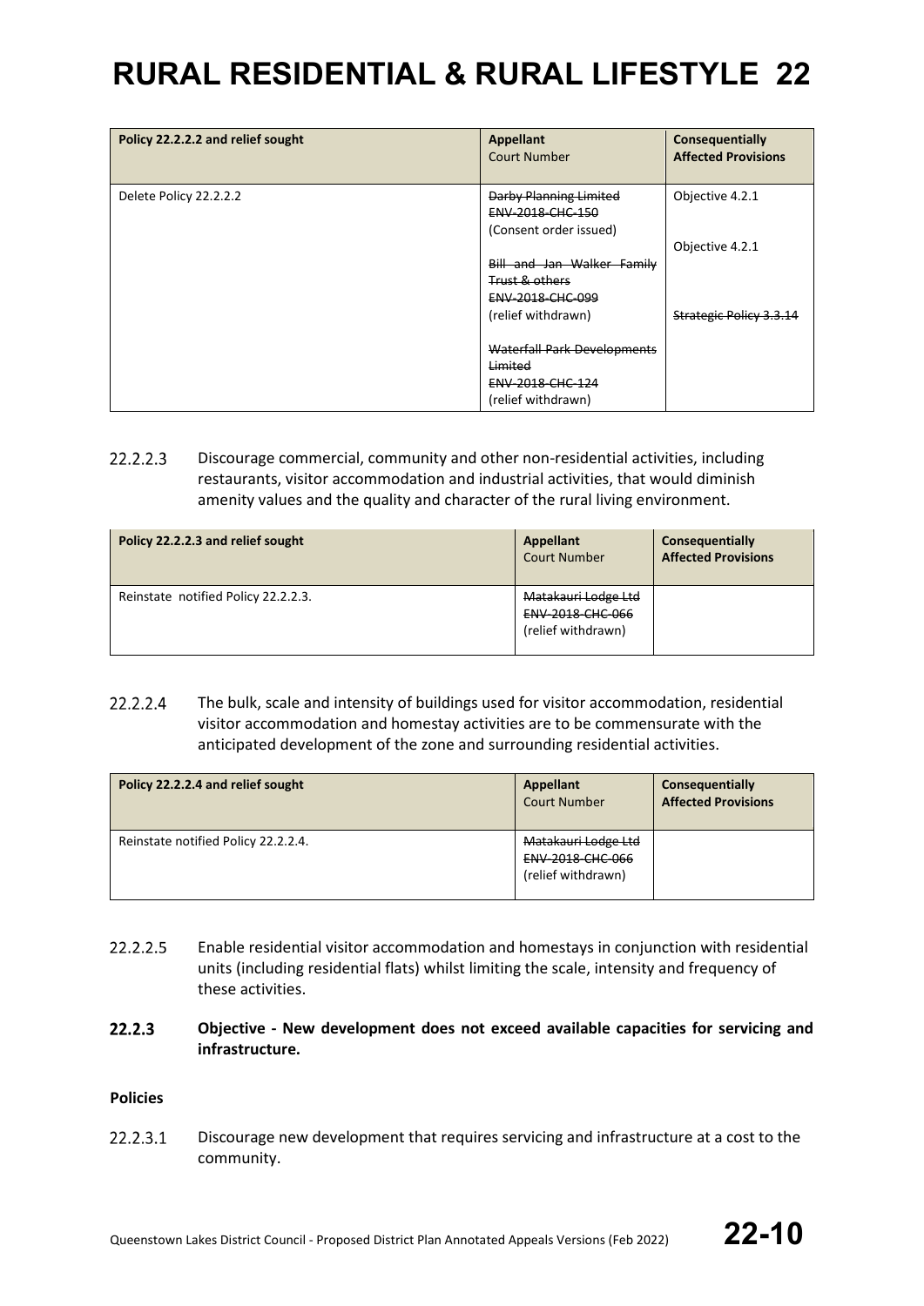| Policy 22.2.2.2 and relief sought | Appellant<br>Court Number | Consequentially Affected Provisions |
|---|---|---|
| Delete Policy 22.2.2.2 | ~~Darby Planning Limited~~<br>~~ENV-2018-CHC-150~~<br>(Consent order issued)<br><br>~~Bill and Jan Walker Family Trust & others~~<br>~~ENV-2018-CHC-099~~<br>(relief withdrawn)<br><br>~~Waterfall Park Developments Limited~~<br>~~ENV-2018-CHC-124~~<br>(relief withdrawn) | Objective 4.2.1<br><br>Objective 4.2.1<br><br>~~Strategic Policy 3.3.14~~ |

22.2.2.3 Discourage commercial, community and other non-residential activities, including restaurants, visitor accommodation and industrial activities, that would diminish amenity values and the quality and character of the rural living environment.

| Policy 22.2.2.3 and relief sought | Appellant<br>Court Number | Consequentially Affected Provisions |
|---|---|---|
| Reinstate notified Policy 22.2.2.3. | ~~Matakauri Lodge Ltd~~<br>~~ENV-2018-CHC-066~~<br>(relief withdrawn) | |

22.2.2.4 The bulk, scale and intensity of buildings used for visitor accommodation, residential visitor accommodation and homestay activities are to be commensurate with the anticipated development of the zone and surrounding residential activities.

| Policy 22.2.2.4 and relief sought | Appellant<br>Court Number | Consequentially Affected Provisions |
|---|---|---|
| Reinstate notified Policy 22.2.2.4. | ~~Matakauri Lodge Ltd~~<br>~~ENV-2018-CHC-066~~<br>(relief withdrawn) | |

22.2.2.5 Enable residential visitor accommodation and homestays in conjunction with residential units (including residential flats) whilst limiting the scale, intensity and frequency of these activities.

**22.2.3 Objective - New development does not exceed available capacities for servicing and infrastructure.**

**Policies**

22.2.3.1 Discourage new development that requires servicing and infrastructure at a cost to the community.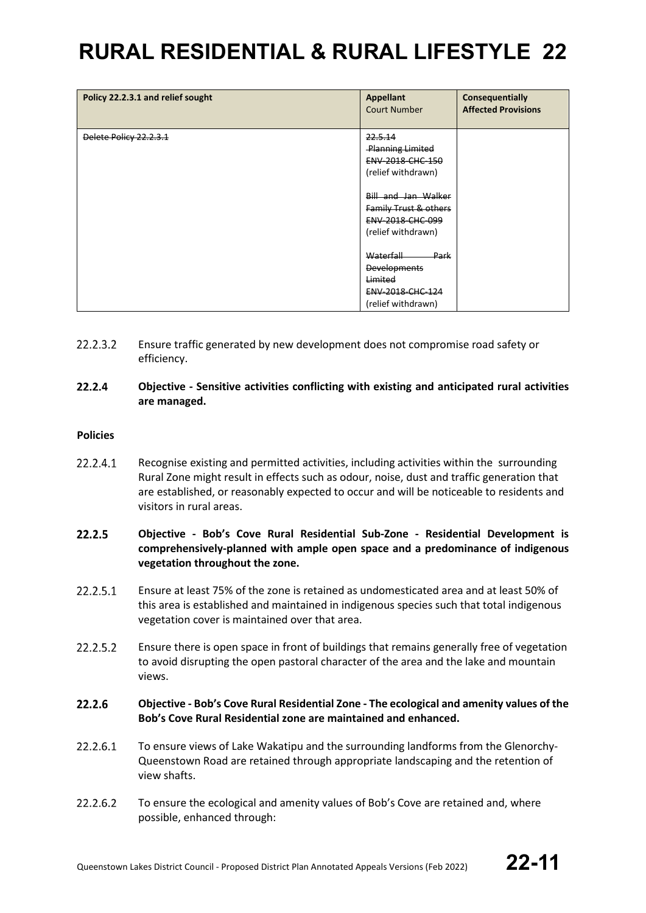| Policy 22.2.3.1 and relief sought | Appellant<br>Court Number | Consequentially Affected Provisions |
|---|---|---|
| ~~Delete Policy 22.2.3.1~~ | ~~22.5.14 Planning Limited~~<br>~~ENV-2018-CHC-150~~<br>(relief withdrawn)<br><br>~~Bill and Jan Walker Family Trust & others~~<br>~~ENV-2018-CHC-099~~<br>(relief withdrawn)<br><br>~~Waterfall Park Developments Limited~~<br>~~ENV-2018-CHC-124~~<br>(relief withdrawn) | |

22.2.3.2 Ensure traffic generated by new development does not compromise road safety or efficiency.

**22.2.4 Objective - Sensitive activities conflicting with existing and anticipated rural activities are managed.**

**Policies**

22.2.4.1 Recognise existing and permitted activities, including activities within the surrounding Rural Zone might result in effects such as odour, noise, dust and traffic generation that are established, or reasonably expected to occur and will be noticeable to residents and visitors in rural areas.

**22.2.5 Objective - Bob's Cove Rural Residential Sub-Zone - Residential Development is comprehensively-planned with ample open space and a predominance of indigenous vegetation throughout the zone.**

22.2.5.1 Ensure at least 75% of the zone is retained as undomesticated area and at least 50% of this area is established and maintained in indigenous species such that total indigenous vegetation cover is maintained over that area.

22.2.5.2 Ensure there is open space in front of buildings that remains generally free of vegetation to avoid disrupting the open pastoral character of the area and the lake and mountain views.

**22.2.6 Objective - Bob's Cove Rural Residential Zone - The ecological and amenity values of the Bob's Cove Rural Residential zone are maintained and enhanced.**

22.2.6.1 To ensure views of Lake Wakatipu and the surrounding landforms from the Glenorchy-Queenstown Road are retained through appropriate landscaping and the retention of view shafts.

22.2.6.2 To ensure the ecological and amenity values of Bob's Cove are retained and, where possible, enhanced through: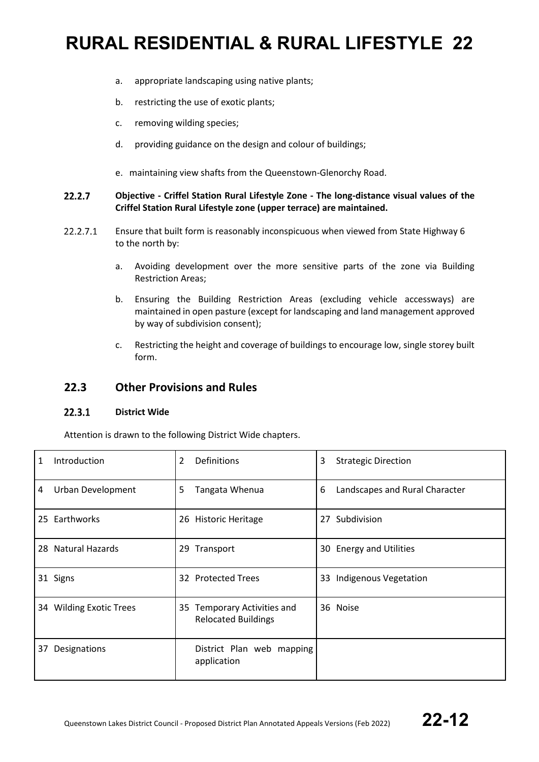a. appropriate landscaping using native plants;

b. restricting the use of exotic plants;

c. removing wilding species;

d. providing guidance on the design and colour of buildings;

e. maintaining view shafts from the Queenstown-Glenorchy Road.

**22.2.7 Objective - Criffel Station Rural Lifestyle Zone - The long-distance visual values of the Criffel Station Rural Lifestyle zone (upper terrace) are maintained.**

22.2.7.1 Ensure that built form is reasonably inconspicuous when viewed from State Highway 6 to the north by:

a. Avoiding development over the more sensitive parts of the zone via Building Restriction Areas;

b. Ensuring the Building Restriction Areas (excluding vehicle accessways) are maintained in open pasture (except for landscaping and land management approved by way of subdivision consent);

c. Restricting the height and coverage of buildings to encourage low, single storey built form.

## 22.3 Other Provisions and Rules

### 22.3.1 District Wide

Attention is drawn to the following District Wide chapters.

| | | |
|---|---|---|
| 1 Introduction | 2 Definitions | 3 Strategic Direction |
| 4 Urban Development | 5 Tangata Whenua | 6 Landscapes and Rural Character |
| 25 Earthworks | 26 Historic Heritage | 27 Subdivision |
| 28 Natural Hazards | 29 Transport | 30 Energy and Utilities |
| 31 Signs | 32 Protected Trees | 33 Indigenous Vegetation |
| 34 Wilding Exotic Trees | 35 Temporary Activities and Relocated Buildings | 36 Noise |
| 37 Designations | District Plan web mapping application | |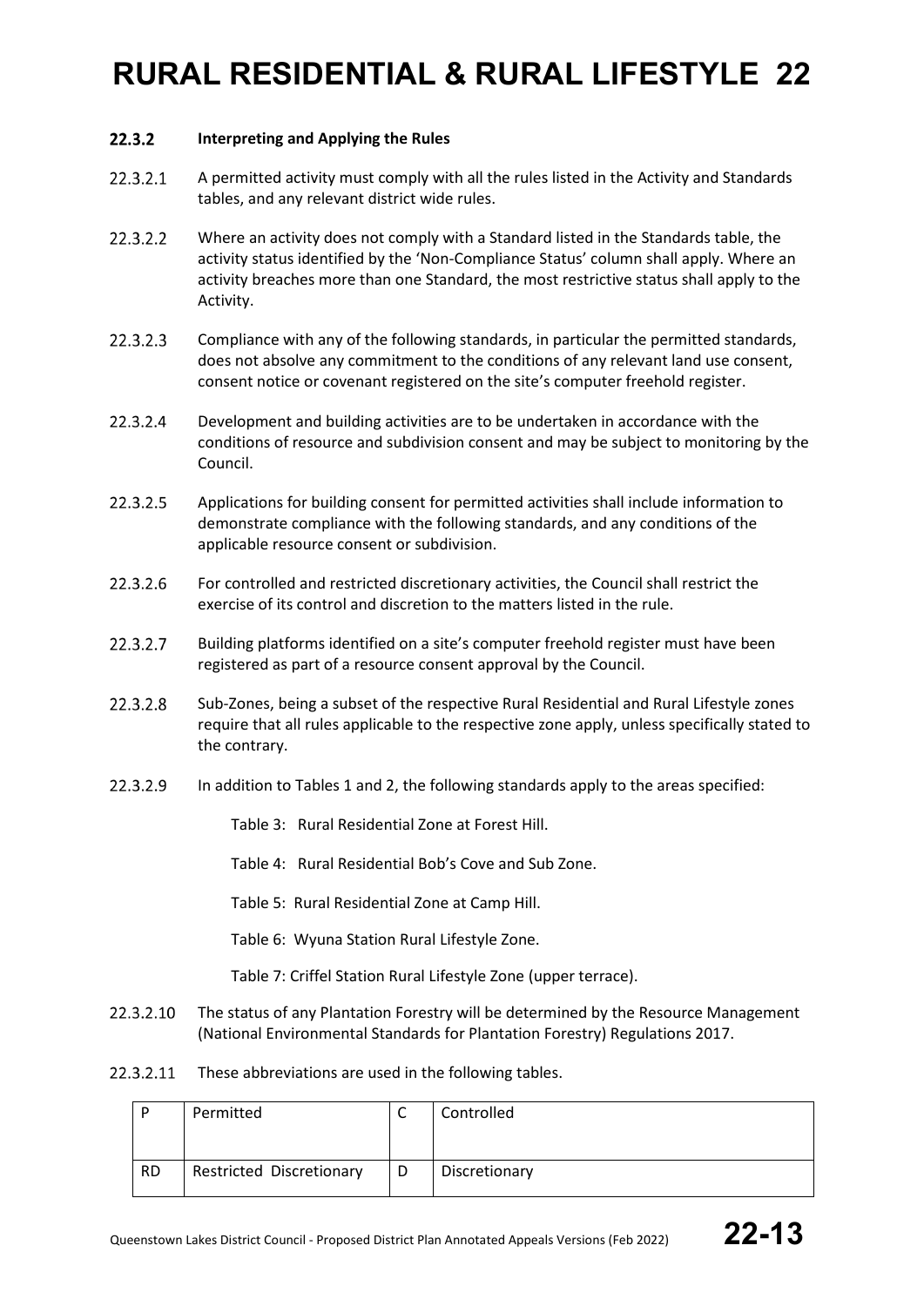### 22.3.2 Interpreting and Applying the Rules

22.3.2.1 A permitted activity must comply with all the rules listed in the Activity and Standards tables, and any relevant district wide rules.

22.3.2.2 Where an activity does not comply with a Standard listed in the Standards table, the activity status identified by the 'Non-Compliance Status' column shall apply. Where an activity breaches more than one Standard, the most restrictive status shall apply to the Activity.

22.3.2.3 Compliance with any of the following standards, in particular the permitted standards, does not absolve any commitment to the conditions of any relevant land use consent, consent notice or covenant registered on the site's computer freehold register.

22.3.2.4 Development and building activities are to be undertaken in accordance with the conditions of resource and subdivision consent and may be subject to monitoring by the Council.

22.3.2.5 Applications for building consent for permitted activities shall include information to demonstrate compliance with the following standards, and any conditions of the applicable resource consent or subdivision.

22.3.2.6 For controlled and restricted discretionary activities, the Council shall restrict the exercise of its control and discretion to the matters listed in the rule.

22.3.2.7 Building platforms identified on a site's computer freehold register must have been registered as part of a resource consent approval by the Council.

22.3.2.8 Sub-Zones, being a subset of the respective Rural Residential and Rural Lifestyle zones require that all rules applicable to the respective zone apply, unless specifically stated to the contrary.

22.3.2.9 In addition to Tables 1 and 2, the following standards apply to the areas specified:

- Table 3: Rural Residential Zone at Forest Hill.
- Table 4: Rural Residential Bob's Cove and Sub Zone.
- Table 5: Rural Residential Zone at Camp Hill.
- Table 6: Wyuna Station Rural Lifestyle Zone.
- Table 7: Criffel Station Rural Lifestyle Zone (upper terrace).

22.3.2.10 The status of any Plantation Forestry will be determined by the Resource Management (National Environmental Standards for Plantation Forestry) Regulations 2017.

22.3.2.11 These abbreviations are used in the following tables.

| P | Permitted | C | Controlled |
|---|---|---|---|
| RD | Restricted Discretionary | D | Discretionary |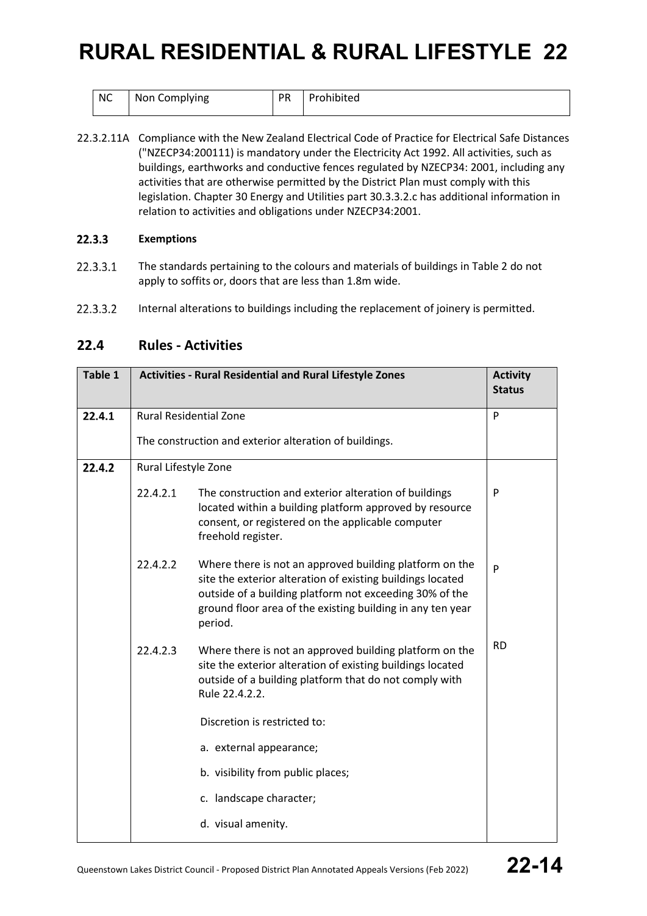| NC | Non Complying | PR | Prohibited |
|---|---|---|---|

22.3.2.11A Compliance with the New Zealand Electrical Code of Practice for Electrical Safe Distances ("NZECP34:200111) is mandatory under the Electricity Act 1992. All activities, such as buildings, earthworks and conductive fences regulated by NZECP34: 2001, including any activities that are otherwise permitted by the District Plan must comply with this legislation. Chapter 30 Energy and Utilities part 30.3.3.2.c has additional information in relation to activities and obligations under NZECP34:2001.

### 22.3.3 Exemptions

22.3.3.1 The standards pertaining to the colours and materials of buildings in Table 2 do not apply to soffits or, doors that are less than 1.8m wide.

22.3.3.2 Internal alterations to buildings including the replacement of joinery is permitted.

## 22.4 Rules - Activities

| Table 1 | Activities - Rural Residential and Rural Lifestyle Zones | | Activity Status |
|---|---|---|---|
| **22.4.1** | Rural Residential Zone<br><br>The construction and exterior alteration of buildings. | | P |
| **22.4.2** | Rural Lifestyle Zone | | |
| | 22.4.2.1 | The construction and exterior alteration of buildings located within a building platform approved by resource consent, or registered on the applicable computer freehold register. | P |
| | 22.4.2.2 | Where there is not an approved building platform on the site the exterior alteration of existing buildings located outside of a building platform not exceeding 30% of the ground floor area of the existing building in any ten year period. | P |
| | 22.4.2.3 | Where there is not an approved building platform on the site the exterior alteration of existing buildings located outside of a building platform that do not comply with Rule 22.4.2.2.<br><br>Discretion is restricted to:<br><br>a. external appearance;<br><br>b. visibility from public places;<br><br>c. landscape character;<br><br>d. visual amenity. | RD |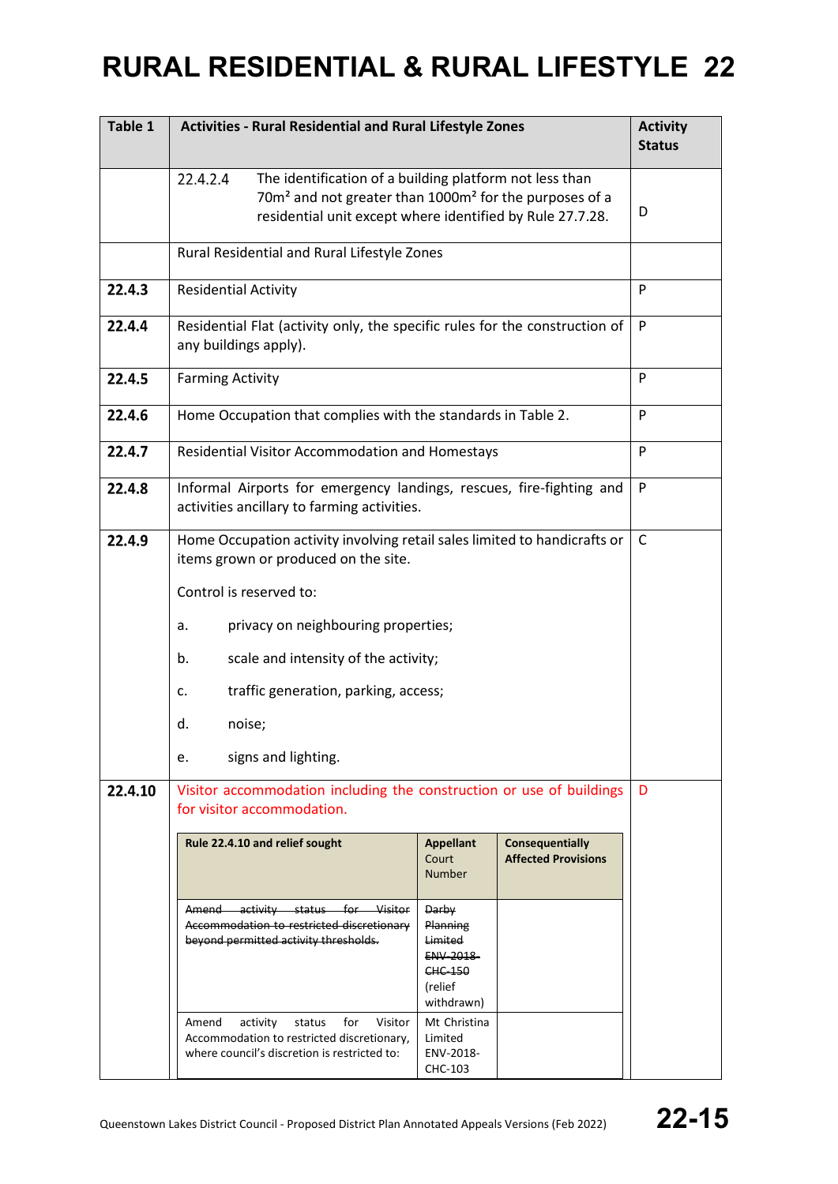# RURAL RESIDENTIAL & RURAL LIFESTYLE 22

| Table 1 | Activities - Rural Residential and Rural Lifestyle Zones | Activity Status |
|---|---|---|
| | 22.4.2.4 The identification of a building platform not less than 70m² and not greater than 1000m² for the purposes of a residential unit except where identified by Rule 27.7.28. | D |
| | Rural Residential and Rural Lifestyle Zones | |
| **22.4.3** | Residential Activity | P |
| **22.4.4** | Residential Flat (activity only, the specific rules for the construction of any buildings apply). | P |
| **22.4.5** | Farming Activity | P |
| **22.4.6** | Home Occupation that complies with the standards in Table 2. | P |
| **22.4.7** | Residential Visitor Accommodation and Homestays | P |
| **22.4.8** | Informal Airports for emergency landings, rescues, fire-fighting and activities ancillary to farming activities. | P |
| **22.4.9** | Home Occupation activity involving retail sales limited to handicrafts or items grown or produced on the site.<br><br>Control is reserved to:<br><br>a. privacy on neighbouring properties;<br><br>b. scale and intensity of the activity;<br><br>c. traffic generation, parking, access;<br><br>d. noise;<br><br>e. signs and lighting. | C |
| **22.4.10** | Visitor accommodation including the construction or use of buildings for visitor accommodation. | D |

| Rule 22.4.10 and relief sought | Appellant Court Number | Consequentially Affected Provisions |
|---|---|---|
| ~~Amend activity status for Visitor Accommodation to restricted discretionary beyond permitted activity thresholds.~~ | ~~Darby Planning Limited ENV-2018-CHC-150~~ (relief withdrawn) | |
| Amend activity status for Visitor Accommodation to restricted discretionary, where council's discretion is restricted to: | Mt Christina Limited ENV-2018-CHC-103 | |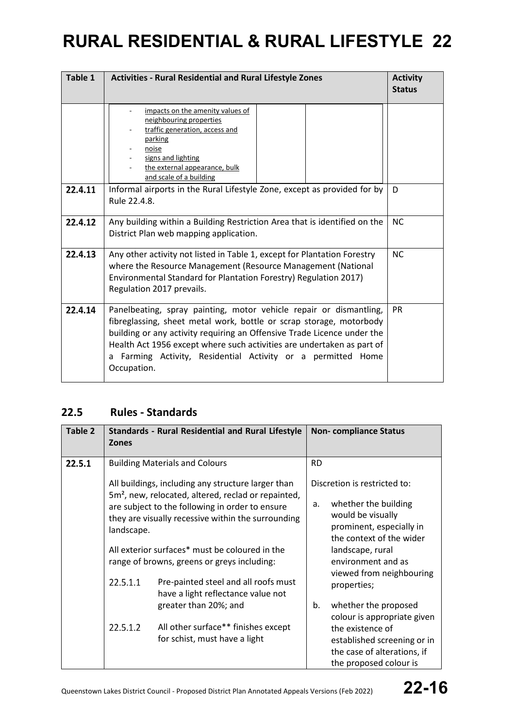# RURAL RESIDENTIAL & RURAL LIFESTYLE 22

| Table 1 | Activities - Rural Residential and Rural Lifestyle Zones | Activity Status |
|---|---|---|
| | - impacts on the amenity values of neighbouring properties<br>- traffic generation, access and parking<br>- noise<br>- signs and lighting<br>- the external appearance, bulk and scale of a building | |
| **22.4.11** | Informal airports in the Rural Lifestyle Zone, except as provided for by Rule 22.4.8. | D |
| **22.4.12** | Any building within a Building Restriction Area that is identified on the District Plan web mapping application. | NC |
| **22.4.13** | Any other activity not listed in Table 1, except for Plantation Forestry where the Resource Management (Resource Management (National Environmental Standard for Plantation Forestry) Regulation 2017) Regulation 2017 prevails. | NC |
| **22.4.14** | Panelbeating, spray painting, motor vehicle repair or dismantling, fibreglassing, sheet metal work, bottle or scrap storage, motorbody building or any activity requiring an Offensive Trade Licence under the Health Act 1956 except where such activities are undertaken as part of a Farming Activity, Residential Activity or a permitted Home Occupation. | PR |

## 22.5 Rules - Standards

| Table 2 | Standards - Rural Residential and Rural Lifestyle Zones | Non- compliance Status |
|---|---|---|
| **22.5.1** | Building Materials and Colours<br><br>All buildings, including any structure larger than 5m², new, relocated, altered, reclad or repainted, are subject to the following in order to ensure they are visually recessive within the surrounding landscape.<br><br>All exterior surfaces* must be coloured in the range of browns, greens or greys including:<br><br>22.5.1.1 Pre-painted steel and all roofs must have a light reflectance value not greater than 20%; and<br><br>22.5.1.2 All other surface** finishes except for schist, must have a light | RD<br><br>Discretion is restricted to:<br><br>a. whether the building would be visually prominent, especially in the context of the wider landscape, rural environment and as viewed from neighbouring properties;<br><br>b. whether the proposed colour is appropriate given the existence of established screening or in the case of alterations, if the proposed colour is |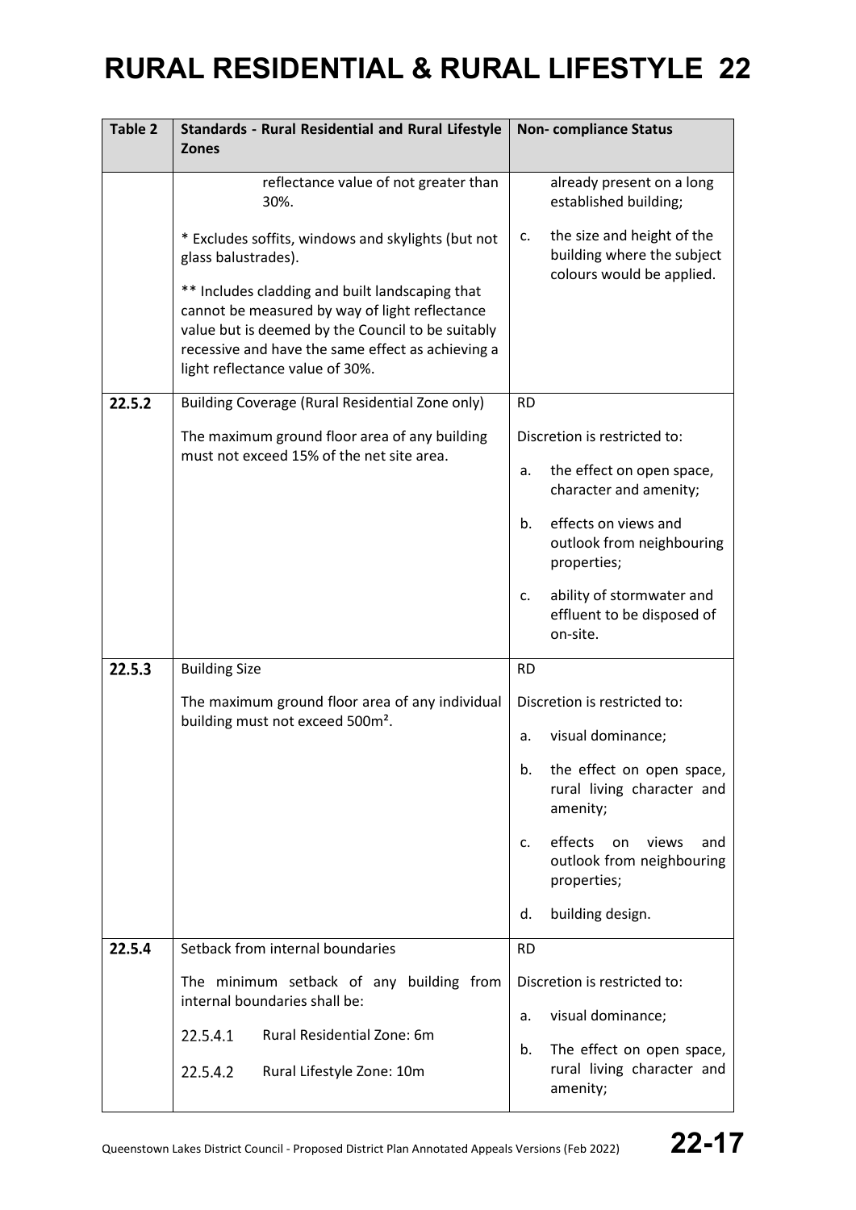# RURAL RESIDENTIAL & RURAL LIFESTYLE 22

| Table 2 | Standards - Rural Residential and Rural Lifestyle Zones | Non- compliance Status |
|---|---|---|
| | reflectance value of not greater than 30%.<br><br>* Excludes soffits, windows and skylights (but not glass balustrades).<br><br>** Includes cladding and built landscaping that cannot be measured by way of light reflectance value but is deemed by the Council to be suitably recessive and have the same effect as achieving a light reflectance value of 30%. | already present on a long established building;<br><br>c. the size and height of the building where the subject colours would be applied. |
| **22.5.2** | Building Coverage (Rural Residential Zone only)<br><br>The maximum ground floor area of any building must not exceed 15% of the net site area. | RD<br><br>Discretion is restricted to:<br><br>a. the effect on open space, character and amenity;<br><br>b. effects on views and outlook from neighbouring properties;<br><br>c. ability of stormwater and effluent to be disposed of on-site. |
| **22.5.3** | Building Size<br><br>The maximum ground floor area of any individual building must not exceed 500m². | RD<br><br>Discretion is restricted to:<br><br>a. visual dominance;<br><br>b. the effect on open space, rural living character and amenity;<br><br>c. effects on views and outlook from neighbouring properties;<br><br>d. building design. |
| **22.5.4** | Setback from internal boundaries<br><br>The minimum setback of any building from internal boundaries shall be:<br><br>22.5.4.1 Rural Residential Zone: 6m<br><br>22.5.4.2 Rural Lifestyle Zone: 10m | RD<br><br>Discretion is restricted to:<br><br>a. visual dominance;<br><br>b. The effect on open space, rural living character and amenity; |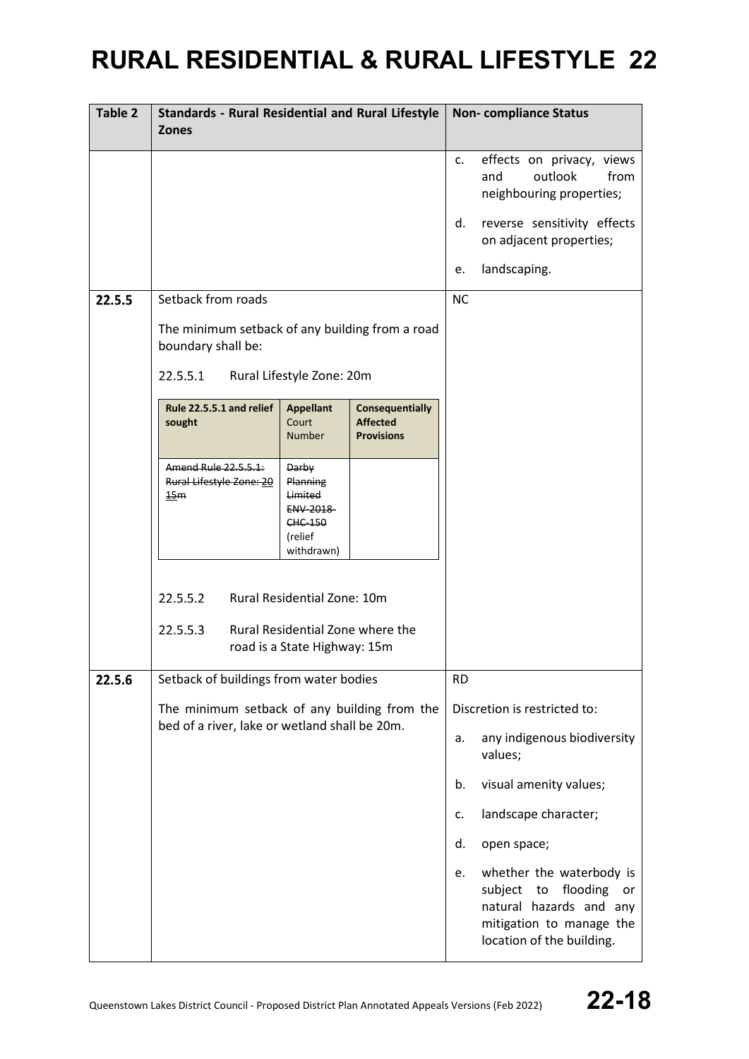# RURAL RESIDENTIAL & RURAL LIFESTYLE 22

<table>
<tr><th>Table 2</th><th>Standards - Rural Residential and Rural Lifestyle Zones</th><th>Non- compliance Status</th></tr>
<tr><td></td><td></td><td>c. effects on privacy, views and outlook from neighbouring properties;<br><br>d. reverse sensitivity effects on adjacent properties;<br><br>e. landscaping.</td></tr>
<tr><td><b>22.5.5</b></td><td>Setback from roads<br><br>The minimum setback of any building from a road boundary shall be:<br><br>22.5.5.1 Rural Lifestyle Zone: 20m<br><br><table><tr><th>Rule 22.5.5.1 and relief sought</th><th>Appellant Court Number</th><th>Consequentially Affected Provisions</th></tr><tr><td><del>Amend Rule 22.5.5.1: Rural Lifestyle Zone: 20 15m</del></td><td><del>Darby Planning Limited ENV-2018-CHC-150</del> (relief withdrawn)</td><td></td></tr></table><br>22.5.5.2 Rural Residential Zone: 10m<br><br>22.5.5.3 Rural Residential Zone where the road is a State Highway: 15m</td><td>NC</td></tr>
<tr><td><b>22.5.6</b></td><td>Setback of buildings from water bodies<br><br>The minimum setback of any building from the bed of a river, lake or wetland shall be 20m.</td><td>RD<br><br>Discretion is restricted to:<br><br>a. any indigenous biodiversity values;<br><br>b. visual amenity values;<br><br>c. landscape character;<br><br>d. open space;<br><br>e. whether the waterbody is subject to flooding or natural hazards and any mitigation to manage the location of the building.</td></tr>
</table>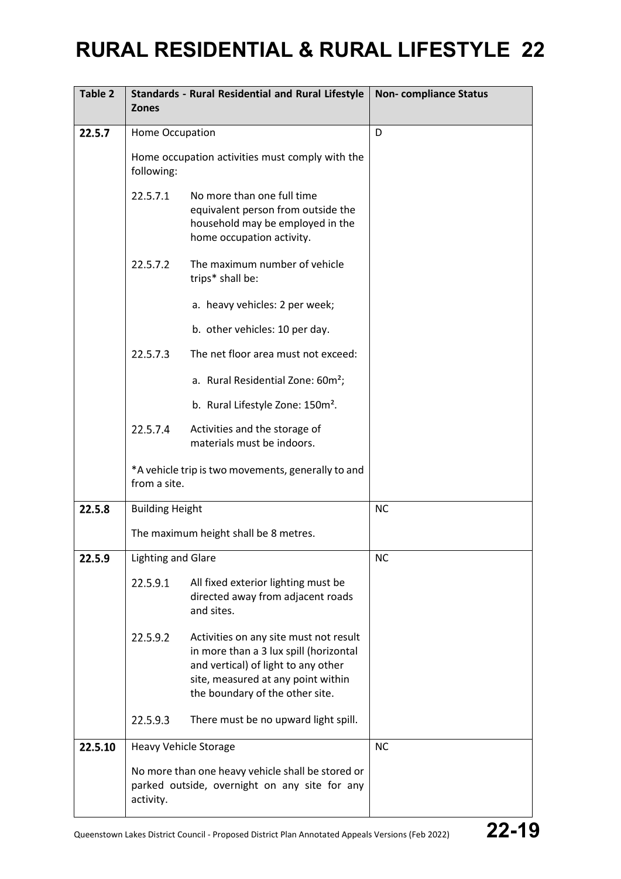# RURAL RESIDENTIAL & RURAL LIFESTYLE 22

| Table 2 | Standards - Rural Residential and Rural Lifestyle Zones | Non- compliance Status |
|---|---|---|
| 22.5.7 | Home Occupation<br><br>Home occupation activities must comply with the following:<br><br>22.5.7.1 No more than one full time equivalent person from outside the household may be employed in the home occupation activity.<br><br>22.5.7.2 The maximum number of vehicle trips* shall be:<br><br>a. heavy vehicles: 2 per week;<br><br>b. other vehicles: 10 per day.<br><br>22.5.7.3 The net floor area must not exceed:<br><br>a. Rural Residential Zone: 60m²;<br><br>b. Rural Lifestyle Zone: 150m².<br><br>22.5.7.4 Activities and the storage of materials must be indoors.<br><br>*A vehicle trip is two movements, generally to and from a site. | D |
| 22.5.8 | Building Height<br><br>The maximum height shall be 8 metres. | NC |
| 22.5.9 | Lighting and Glare<br><br>22.5.9.1 All fixed exterior lighting must be directed away from adjacent roads and sites.<br><br>22.5.9.2 Activities on any site must not result in more than a 3 lux spill (horizontal and vertical) of light to any other site, measured at any point within the boundary of the other site.<br><br>22.5.9.3 There must be no upward light spill. | NC |
| 22.5.10 | Heavy Vehicle Storage<br><br>No more than one heavy vehicle shall be stored or parked outside, overnight on any site for any activity. | NC |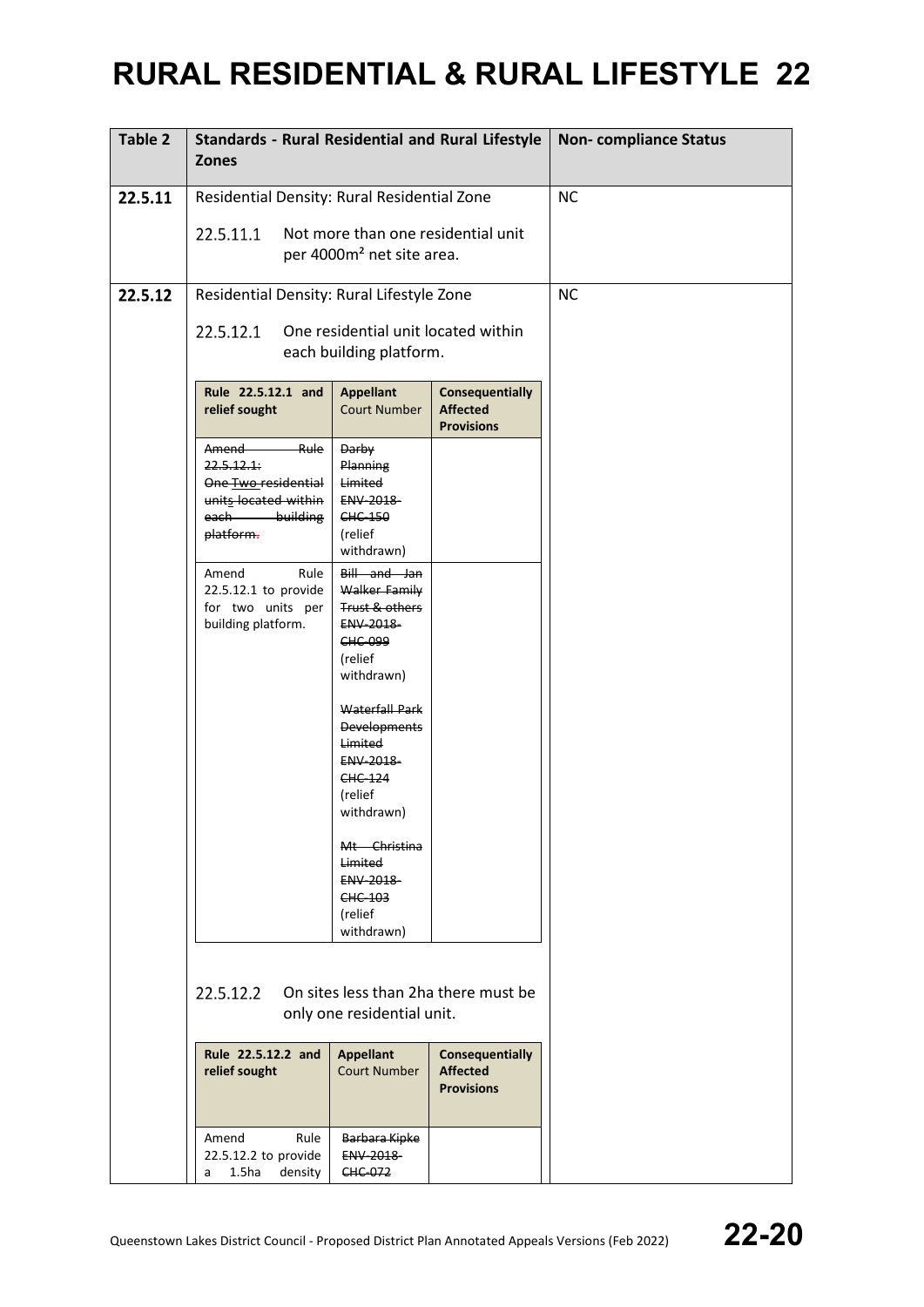# RURAL RESIDENTIAL & RURAL LIFESTYLE 22

| Table 2 | Standards - Rural Residential and Rural Lifestyle Zones | Non- compliance Status |
|---|---|---|
| 22.5.11 | Residential Density: Rural Residential Zone<br><br>22.5.11.1 Not more than one residential unit per 4000m² net site area. | NC |
| 22.5.12 | Residential Density: Rural Lifestyle Zone<br><br>22.5.12.1 One residential unit located within each building platform. | NC |

| Rule 22.5.12.1 and relief sought | Appellant Court Number | Consequentially Affected Provisions |
|---|---|---|
| ~~Amend Rule 22.5.12.1: One Two residential units located within each building platform.~~ | ~~Darby Planning Limited ENV-2018-CHC-150~~ (relief withdrawn) | |
| Amend Rule 22.5.12.1 to provide for two units per building platform. | ~~Bill and Jan Walker Family Trust & others ENV-2018-CHC-099~~ (relief withdrawn)<br><br>~~Waterfall Park Developments Limited ENV-2018-CHC-124~~ (relief withdrawn)<br><br>~~Mt Christina Limited ENV-2018-CHC-103~~ (relief withdrawn) | |

22.5.12.2 On sites less than 2ha there must be only one residential unit.

| Rule 22.5.12.2 and relief sought | Appellant Court Number | Consequentially Affected Provisions |
|---|---|---|
| Amend Rule 22.5.12.2 to provide a 1.5ha density | ~~Barbara Kipke ENV-2018-CHC-072~~ | |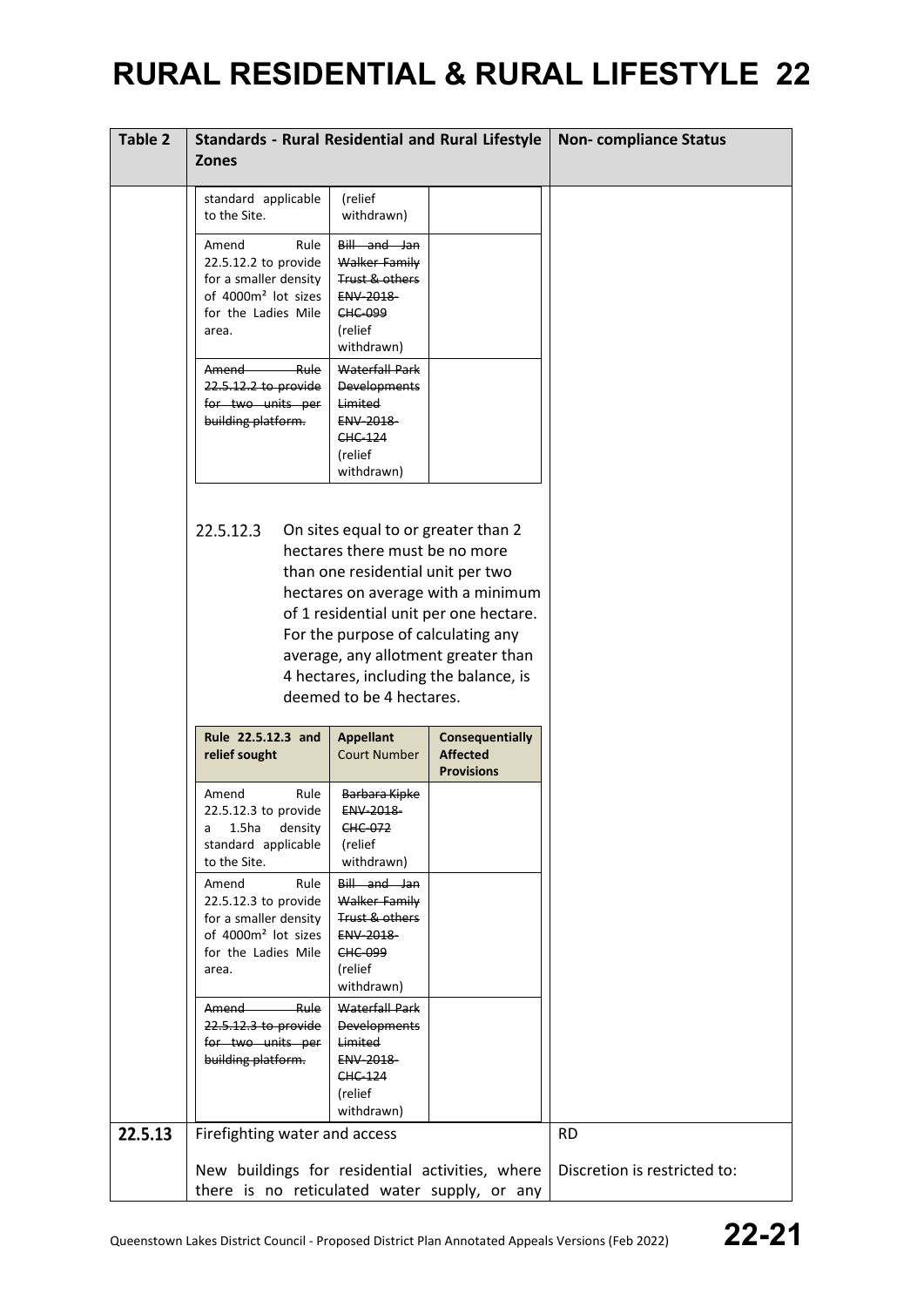# RURAL RESIDENTIAL & RURAL LIFESTYLE 22

| Table 2 | Standards - Rural Residential and Rural Lifestyle Zones | Non- compliance Status |
|---|---|---|
| | standard applicable to the Site. \| (relief withdrawn) \| | |
| | Amend Rule 22.5.12.2 to provide for a smaller density of 4000m² lot sizes for the Ladies Mile area. \| ~~Bill and Jan Walker Family Trust & others ENV-2018-CHC-099~~ (relief withdrawn) \| | |
| | ~~Amend Rule 22.5.12.2 to provide for two units per building platform.~~ \| ~~Waterfall Park Developments Limited ENV-2018-CHC-124~~ (relief withdrawn) \| | |
| | 22.5.12.3 On sites equal to or greater than 2 hectares there must be no more than one residential unit per two hectares on average with a minimum of 1 residential unit per one hectare. For the purpose of calculating any average, any allotment greater than 4 hectares, including the balance, is deemed to be 4 hectares. | |
| | **Rule 22.5.12.3 and relief sought** \| **Appellant** Court Number \| **Consequentially Affected Provisions** | |
| | Amend Rule 22.5.12.3 to provide a 1.5ha density standard applicable to the Site. \| ~~Barbara Kipke ENV-2018-CHC-072~~ (relief withdrawn) \| | |
| | Amend Rule 22.5.12.3 to provide for a smaller density of 4000m² lot sizes for the Ladies Mile area. \| ~~Bill and Jan Walker Family Trust & others ENV-2018-CHC-099~~ (relief withdrawn) \| | |
| | ~~Amend Rule 22.5.12.3 to provide for two units per building platform.~~ \| ~~Waterfall Park Developments Limited ENV-2018-CHC-124~~ (relief withdrawn) \| | |
| **22.5.13** | Firefighting water and access<br><br>New buildings for residential activities, where there is no reticulated water supply, or any | RD<br><br>Discretion is restricted to: |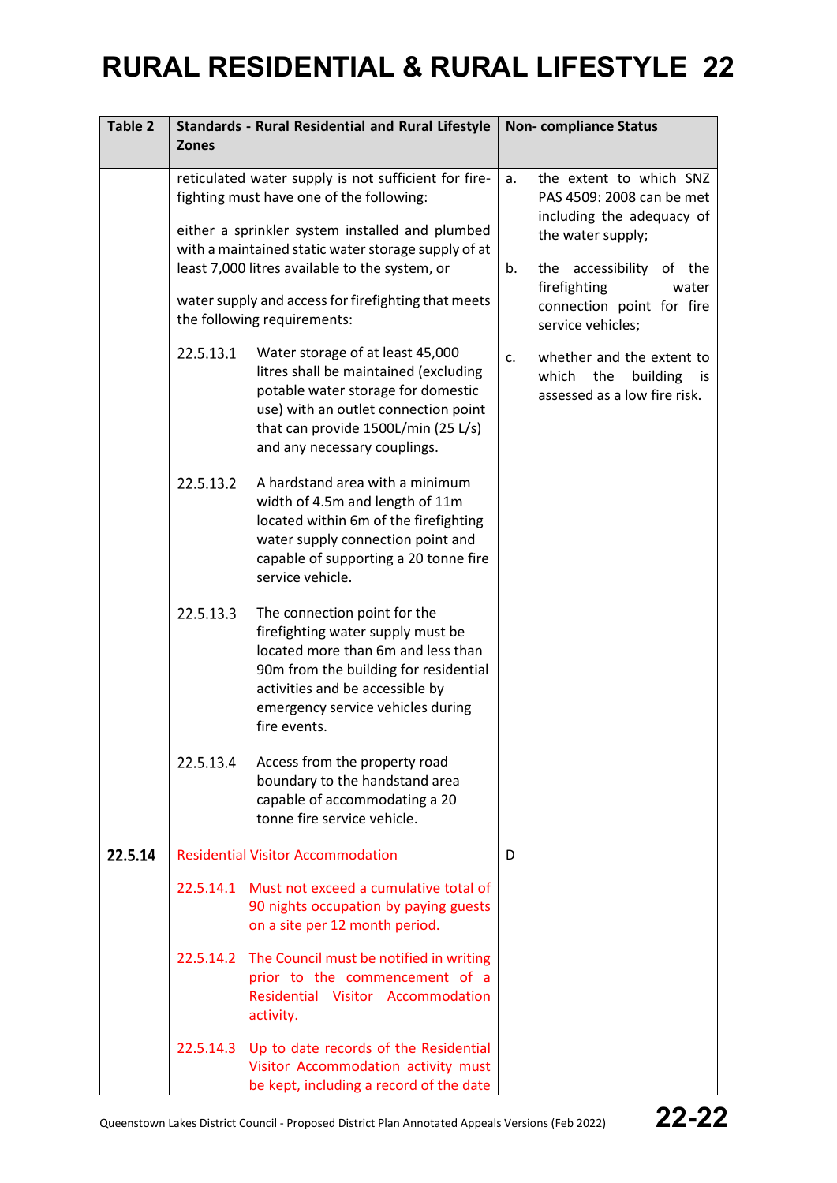# RURAL RESIDENTIAL & RURAL LIFESTYLE 22

| Table 2 | Standards - Rural Residential and Rural Lifestyle Zones | Non- compliance Status |
|---|---|---|
| | reticulated water supply is not sufficient for fire-fighting must have one of the following:<br><br>either a sprinkler system installed and plumbed with a maintained static water storage supply of at least 7,000 litres available to the system, or<br><br>water supply and access for firefighting that meets the following requirements:<br><br>22.5.13.1 Water storage of at least 45,000 litres shall be maintained (excluding potable water storage for domestic use) with an outlet connection point that can provide 1500L/min (25 L/s) and any necessary couplings.<br><br>22.5.13.2 A hardstand area with a minimum width of 4.5m and length of 11m located within 6m of the firefighting water supply connection point and capable of supporting a 20 tonne fire service vehicle.<br><br>22.5.13.3 The connection point for the firefighting water supply must be located more than 6m and less than 90m from the building for residential activities and be accessible by emergency service vehicles during fire events.<br><br>22.5.13.4 Access from the property road boundary to the handstand area capable of accommodating a 20 tonne fire service vehicle. | a. the extent to which SNZ PAS 4509: 2008 can be met including the adequacy of the water supply;<br><br>b. the accessibility of the firefighting water connection point for fire service vehicles;<br><br>c. whether and the extent to which the building is assessed as a low fire risk. |
| **22.5.14** | Residential Visitor Accommodation<br><br>22.5.14.1 Must not exceed a cumulative total of 90 nights occupation by paying guests on a site per 12 month period.<br><br>22.5.14.2 The Council must be notified in writing prior to the commencement of a Residential Visitor Accommodation activity.<br><br>22.5.14.3 Up to date records of the Residential Visitor Accommodation activity must be kept, including a record of the date | D |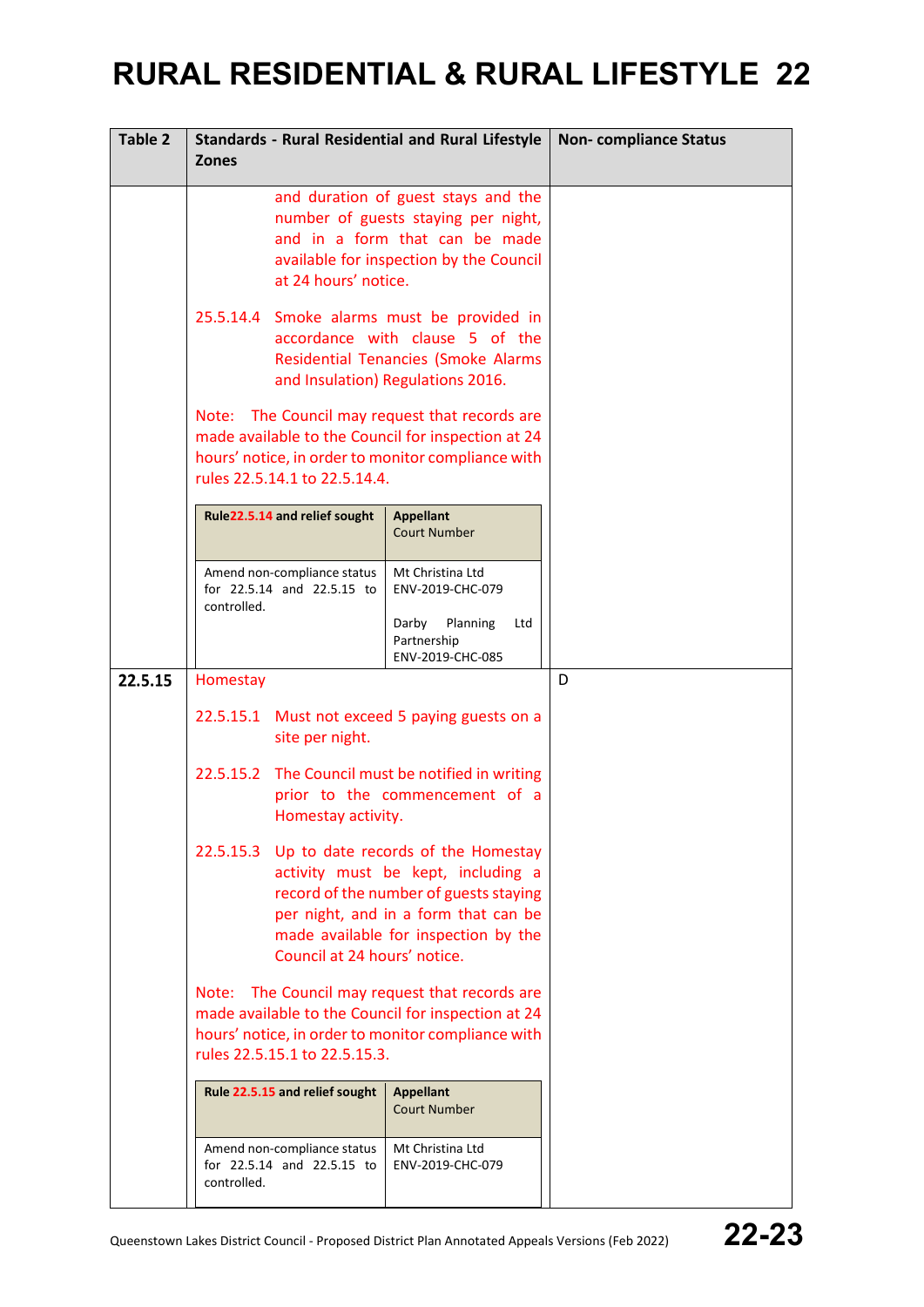# RURAL RESIDENTIAL & RURAL LIFESTYLE 22

| Table 2 | Standards - Rural Residential and Rural Lifestyle Zones | Non- compliance Status |
|---|---|---|
| | and duration of guest stays and the number of guests staying per night, and in a form that can be made available for inspection by the Council at 24 hours' notice.<br><br>25.5.14.4 Smoke alarms must be provided in accordance with clause 5 of the Residential Tenancies (Smoke Alarms and Insulation) Regulations 2016.<br><br>Note: The Council may request that records are made available to the Council for inspection at 24 hours' notice, in order to monitor compliance with rules 22.5.14.1 to 22.5.14.4.<br><br>**Rule 22.5.14 and relief sought** / **Appellant** Court Number<br>Amend non-compliance status for 22.5.14 and 22.5.15 to controlled. / Mt Christina Ltd ENV-2019-CHC-079; Darby Planning Ltd Partnership ENV-2019-CHC-085 | |
| **22.5.15** | Homestay<br><br>22.5.15.1 Must not exceed 5 paying guests on a site per night.<br><br>22.5.15.2 The Council must be notified in writing prior to the commencement of a Homestay activity.<br><br>22.5.15.3 Up to date records of the Homestay activity must be kept, including a record of the number of guests staying per night, and in a form that can be made available for inspection by the Council at 24 hours' notice.<br><br>Note: The Council may request that records are made available to the Council for inspection at 24 hours' notice, in order to monitor compliance with rules 22.5.15.1 to 22.5.15.3.<br><br>**Rule 22.5.15 and relief sought** / **Appellant** Court Number<br>Amend non-compliance status for 22.5.14 and 22.5.15 to controlled. / Mt Christina Ltd ENV-2019-CHC-079 | D |

Queenstown Lakes District Council - Proposed District Plan Annotated Appeals Versions (Feb 2022)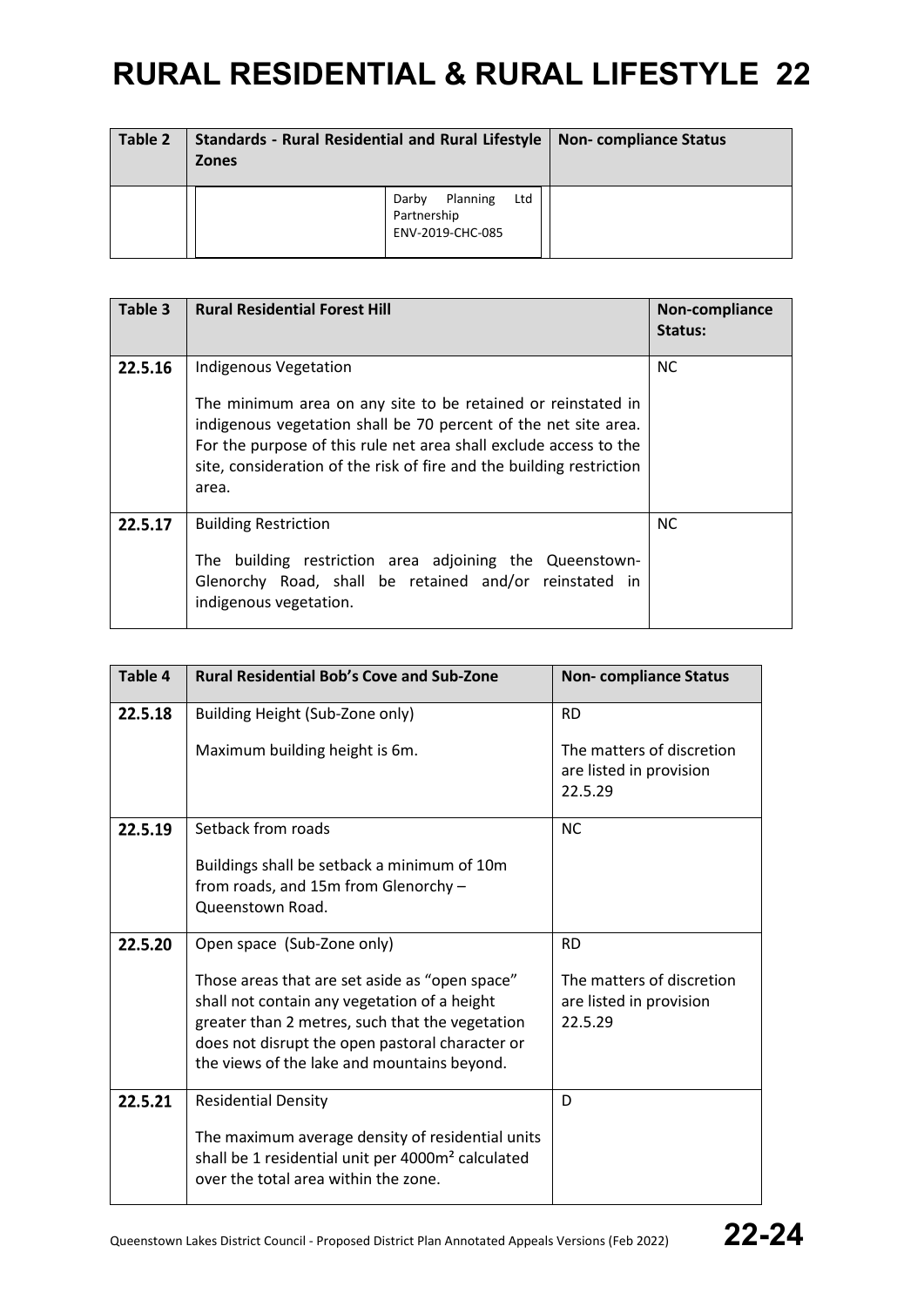# RURAL RESIDENTIAL & RURAL LIFESTYLE 22

| Table 2 | Standards - Rural Residential and Rural Lifestyle Zones | Non- compliance Status |
|---|---|---|
| | Darby Planning Ltd Partnership ENV-2019-CHC-085 | |

| Table 3 | Rural Residential Forest Hill | Non-compliance Status: |
|---|---|---|
| 22.5.16 | Indigenous Vegetation<br><br>The minimum area on any site to be retained or reinstated in indigenous vegetation shall be 70 percent of the net site area. For the purpose of this rule net area shall exclude access to the site, consideration of the risk of fire and the building restriction area. | NC |
| 22.5.17 | Building Restriction<br><br>The building restriction area adjoining the Queenstown-Glenorchy Road, shall be retained and/or reinstated in indigenous vegetation. | NC |

| Table 4 | Rural Residential Bob's Cove and Sub-Zone | Non- compliance Status |
|---|---|---|
| 22.5.18 | Building Height (Sub-Zone only)<br><br>Maximum building height is 6m. | RD<br><br>The matters of discretion are listed in provision 22.5.29 |
| 22.5.19 | Setback from roads<br><br>Buildings shall be setback a minimum of 10m from roads, and 15m from Glenorchy – Queenstown Road. | NC |
| 22.5.20 | Open space (Sub-Zone only)<br><br>Those areas that are set aside as "open space" shall not contain any vegetation of a height greater than 2 metres, such that the vegetation does not disrupt the open pastoral character or the views of the lake and mountains beyond. | RD<br><br>The matters of discretion are listed in provision 22.5.29 |
| 22.5.21 | Residential Density<br><br>The maximum average density of residential units shall be 1 residential unit per 4000m² calculated over the total area within the zone. | D |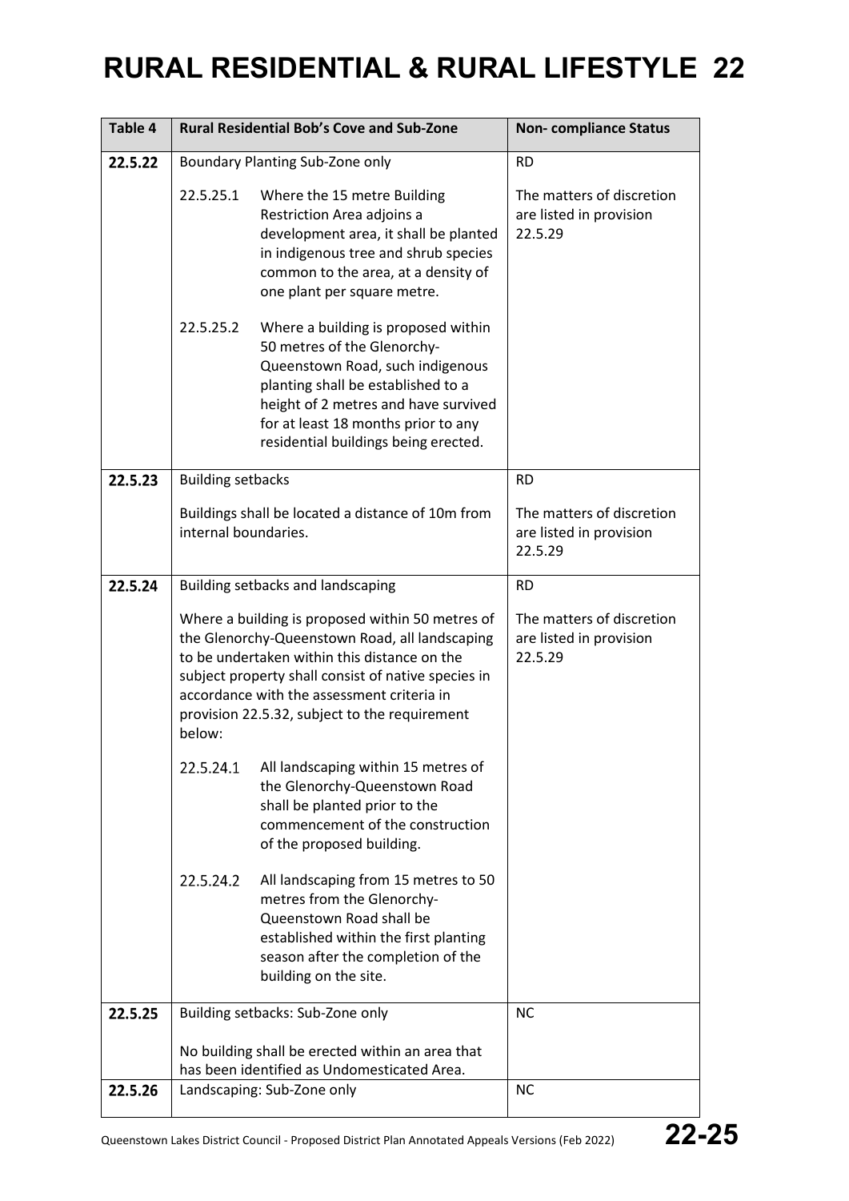# RURAL RESIDENTIAL & RURAL LIFESTYLE 22

| Table 4 | Rural Residential Bob's Cove and Sub-Zone | Non- compliance Status |
|---|---|---|
| **22.5.22** | Boundary Planting Sub-Zone only<br><br>22.5.25.1 Where the 15 metre Building Restriction Area adjoins a development area, it shall be planted in indigenous tree and shrub species common to the area, at a density of one plant per square metre.<br><br>22.5.25.2 Where a building is proposed within 50 metres of the Glenorchy-Queenstown Road, such indigenous planting shall be established to a height of 2 metres and have survived for at least 18 months prior to any residential buildings being erected. | RD<br><br>The matters of discretion are listed in provision 22.5.29 |
| **22.5.23** | Building setbacks<br><br>Buildings shall be located a distance of 10m from internal boundaries. | RD<br><br>The matters of discretion are listed in provision 22.5.29 |
| **22.5.24** | Building setbacks and landscaping<br><br>Where a building is proposed within 50 metres of the Glenorchy-Queenstown Road, all landscaping to be undertaken within this distance on the subject property shall consist of native species in accordance with the assessment criteria in provision 22.5.32, subject to the requirement below:<br><br>22.5.24.1 All landscaping within 15 metres of the Glenorchy-Queenstown Road shall be planted prior to the commencement of the construction of the proposed building.<br><br>22.5.24.2 All landscaping from 15 metres to 50 metres from the Glenorchy-Queenstown Road shall be established within the first planting season after the completion of the building on the site. | RD<br><br>The matters of discretion are listed in provision 22.5.29 |
| **22.5.25** | Building setbacks: Sub-Zone only<br><br>No building shall be erected within an area that has been identified as Undomesticated Area. | NC |
| **22.5.26** | Landscaping: Sub-Zone only | NC |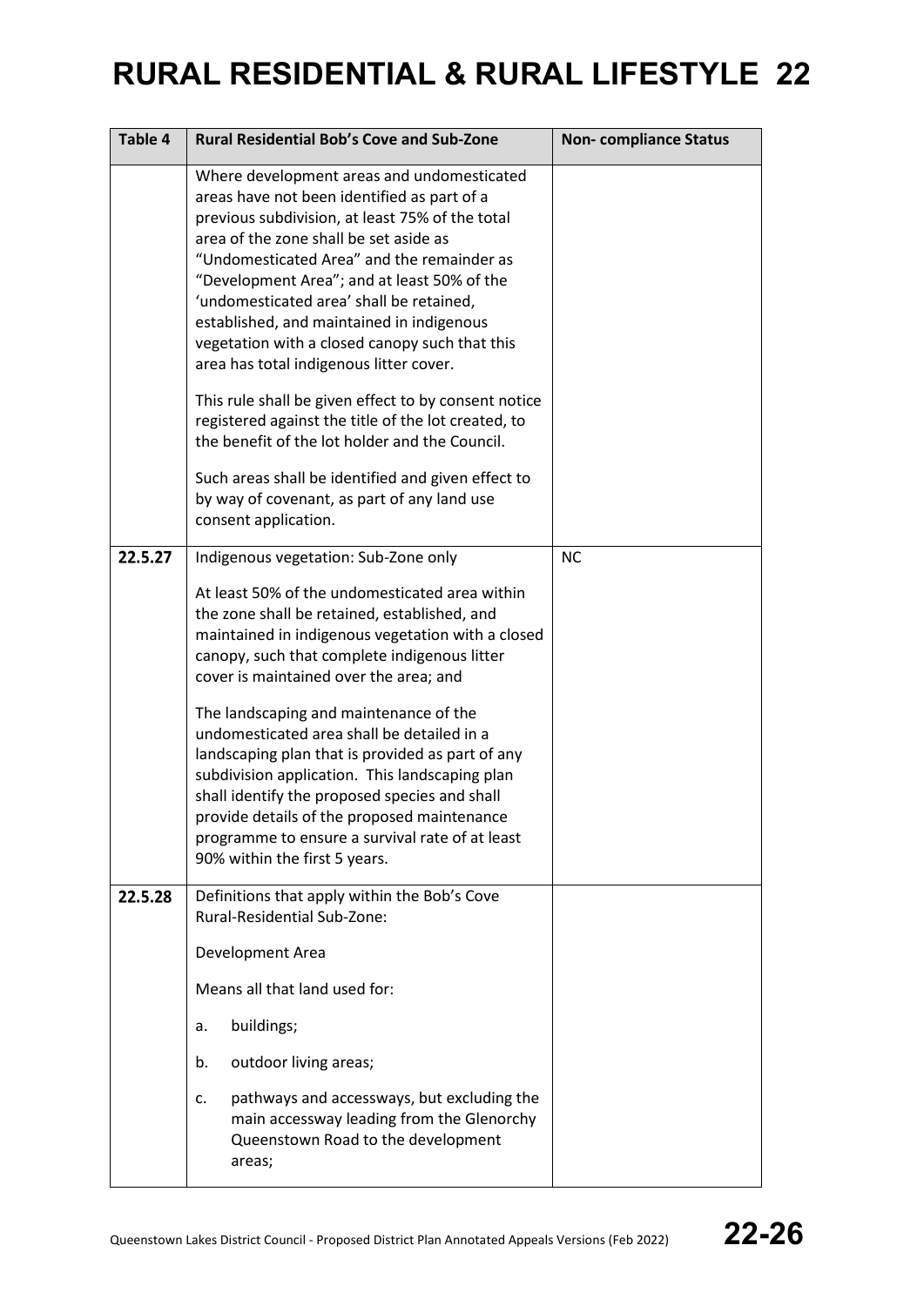# RURAL RESIDENTIAL & RURAL LIFESTYLE 22

| Table 4 | Rural Residential Bob's Cove and Sub-Zone | Non- compliance Status |
|---|---|---|
| | Where development areas and undomesticated areas have not been identified as part of a previous subdivision, at least 75% of the total area of the zone shall be set aside as "Undomesticated Area" and the remainder as "Development Area"; and at least 50% of the 'undomesticated area' shall be retained, established, and maintained in indigenous vegetation with a closed canopy such that this area has total indigenous litter cover.<br><br>This rule shall be given effect to by consent notice registered against the title of the lot created, to the benefit of the lot holder and the Council.<br><br>Such areas shall be identified and given effect to by way of covenant, as part of any land use consent application. | |
| **22.5.27** | Indigenous vegetation: Sub-Zone only<br><br>At least 50% of the undomesticated area within the zone shall be retained, established, and maintained in indigenous vegetation with a closed canopy, such that complete indigenous litter cover is maintained over the area; and<br><br>The landscaping and maintenance of the undomesticated area shall be detailed in a landscaping plan that is provided as part of any subdivision application. This landscaping plan shall identify the proposed species and shall provide details of the proposed maintenance programme to ensure a survival rate of at least 90% within the first 5 years. | NC |
| **22.5.28** | Definitions that apply within the Bob's Cove Rural-Residential Sub-Zone:<br><br>Development Area<br><br>Means all that land used for:<br><br>a. buildings;<br><br>b. outdoor living areas;<br><br>c. pathways and accessways, but excluding the main accessway leading from the Glenorchy Queenstown Road to the development areas; | |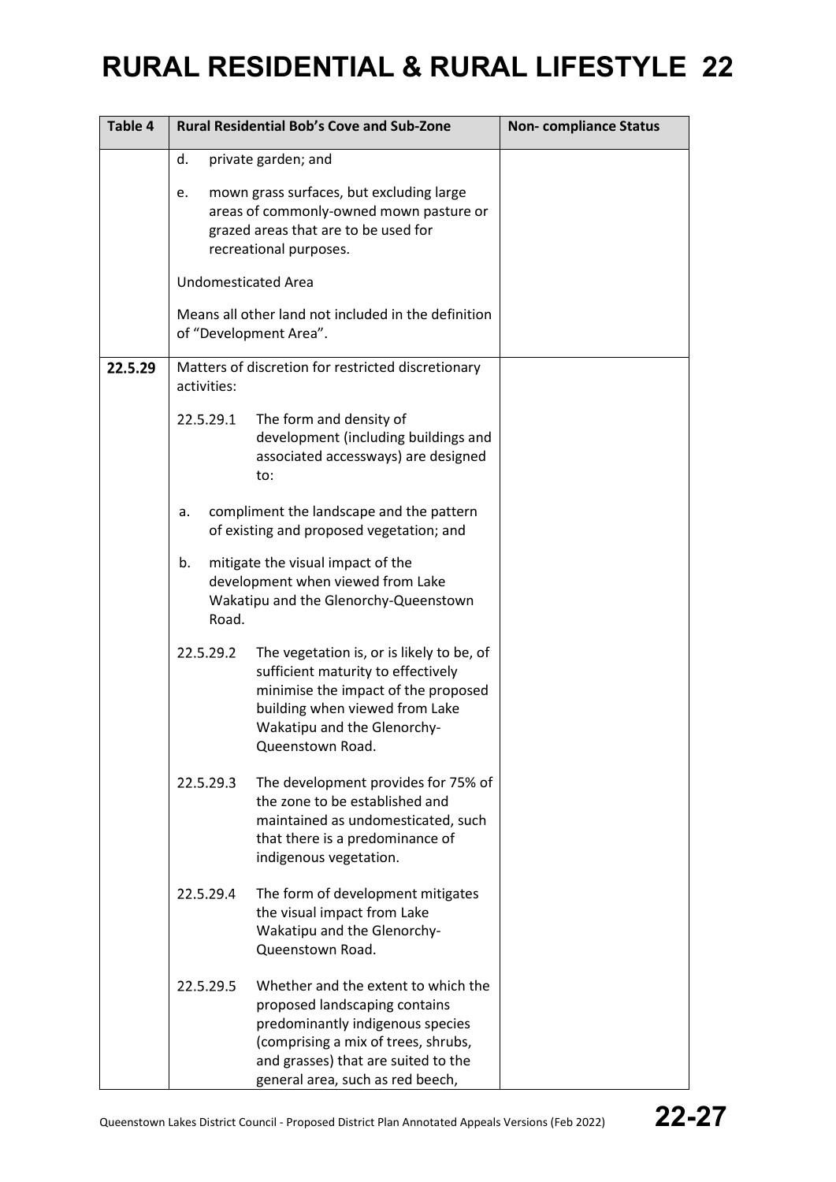# RURAL RESIDENTIAL & RURAL LIFESTYLE 22

| Table 4 | Rural Residential Bob's Cove and Sub-Zone | Non- compliance Status |
|---|---|---|
| | d. private garden; and<br><br>e. mown grass surfaces, but excluding large areas of commonly-owned mown pasture or grazed areas that are to be used for recreational purposes.<br><br>Undomesticated Area<br><br>Means all other land not included in the definition of "Development Area". | |
| **22.5.29** | Matters of discretion for restricted discretionary activities:<br><br>22.5.29.1 The form and density of development (including buildings and associated accessways) are designed to:<br><br>a. compliment the landscape and the pattern of existing and proposed vegetation; and<br><br>b. mitigate the visual impact of the development when viewed from Lake Wakatipu and the Glenorchy-Queenstown Road.<br><br>22.5.29.2 The vegetation is, or is likely to be, of sufficient maturity to effectively minimise the impact of the proposed building when viewed from Lake Wakatipu and the Glenorchy-Queenstown Road.<br><br>22.5.29.3 The development provides for 75% of the zone to be established and maintained as undomesticated, such that there is a predominance of indigenous vegetation.<br><br>22.5.29.4 The form of development mitigates the visual impact from Lake Wakatipu and the Glenorchy-Queenstown Road.<br><br>22.5.29.5 Whether and the extent to which the proposed landscaping contains predominantly indigenous species (comprising a mix of trees, shrubs, and grasses) that are suited to the general area, such as red beech, | |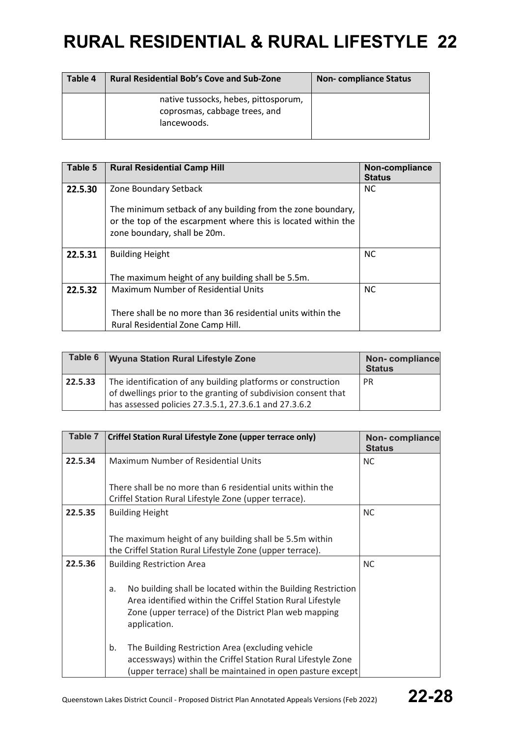| Table 4 | Rural Residential Bob's Cove and Sub-Zone | Non- compliance Status |
|---|---|---|
| | native tussocks, hebes, pittosporum, coprosmas, cabbage trees, and lancewoods. | |

| Table 5 | Rural Residential Camp Hill | Non-compliance Status |
|---|---|---|
| **22.5.30** | Zone Boundary Setback<br><br>The minimum setback of any building from the zone boundary, or the top of the escarpment where this is located within the zone boundary, shall be 20m. | NC |
| **22.5.31** | Building Height<br><br>The maximum height of any building shall be 5.5m. | NC |
| **22.5.32** | Maximum Number of Residential Units<br><br>There shall be no more than 36 residential units within the Rural Residential Zone Camp Hill. | NC |

| Table 6 | Wyuna Station Rural Lifestyle Zone | Non- compliance Status |
|---|---|---|
| **22.5.33** | The identification of any building platforms or construction of dwellings prior to the granting of subdivision consent that has assessed policies 27.3.5.1, 27.3.6.1 and 27.3.6.2 | PR |

| Table 7 | Criffel Station Rural Lifestyle Zone (upper terrace only) | Non- compliance Status |
|---|---|---|
| **22.5.34** | Maximum Number of Residential Units<br><br>There shall be no more than 6 residential units within the Criffel Station Rural Lifestyle Zone (upper terrace). | NC |
| **22.5.35** | Building Height<br><br>The maximum height of any building shall be 5.5m within the Criffel Station Rural Lifestyle Zone (upper terrace). | NC |
| **22.5.36** | Building Restriction Area<br><br>a. No building shall be located within the Building Restriction Area identified within the Criffel Station Rural Lifestyle Zone (upper terrace) of the District Plan web mapping application.<br><br>b. The Building Restriction Area (excluding vehicle accessways) within the Criffel Station Rural Lifestyle Zone (upper terrace) shall be maintained in open pasture except | NC |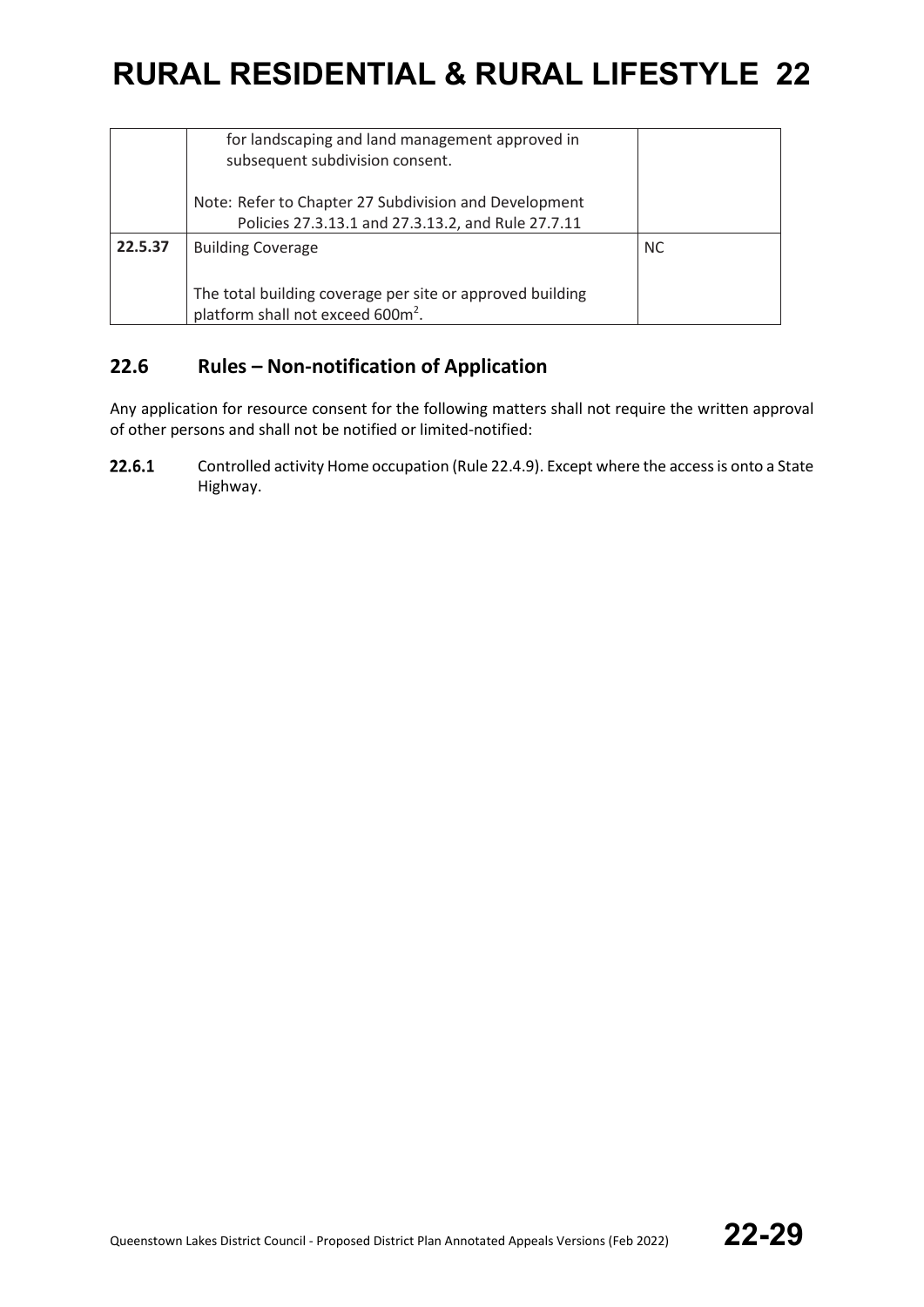| | | |
|---|---|---|
| | for landscaping and land management approved in subsequent subdivision consent.<br><br>Note: Refer to Chapter 27 Subdivision and Development Policies 27.3.13.1 and 27.3.13.2, and Rule 27.7.11 | |
| 22.5.37 | Building Coverage<br><br>The total building coverage per site or approved building platform shall not exceed 600m$^2$. | NC |

## 22.6 Rules – Non-notification of Application

Any application for resource consent for the following matters shall not require the written approval of other persons and shall not be notified or limited-notified:

**22.6.1** Controlled activity Home occupation (Rule 22.4.9). Except where the access is onto a State Highway.